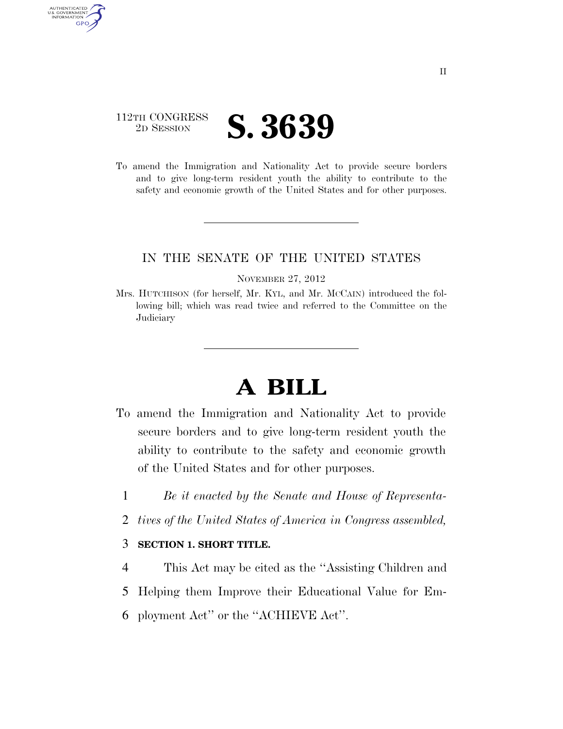112TH CONGRESS
2D SESSION

# S. 3639

To amend the Immigration and Nationality Act to provide secure borders and to give long-term resident youth the ability to contribute to the safety and economic growth of the United States and for other purposes.

---

IN THE SENATE OF THE UNITED STATES

NOVEMBER 27, 2012

Mrs. HUTCHISON (for herself, Mr. KYL, and Mr. MCCAIN) introduced the following bill; which was read twice and referred to the Committee on the Judiciary

---

# A BILL

To amend the Immigration and Nationality Act to provide secure borders and to give long-term resident youth the ability to contribute to the safety and economic growth of the United States and for other purposes.

1 *Be it enacted by the Senate and House of Representa-*
2 *tives of the United States of America in Congress assembled,*

3 **SECTION 1. SHORT TITLE.**

4 This Act may be cited as the ''Assisting Children and
5 Helping them Improve their Educational Value for Em-
6 ployment Act'' or the ''ACHIEVE Act''.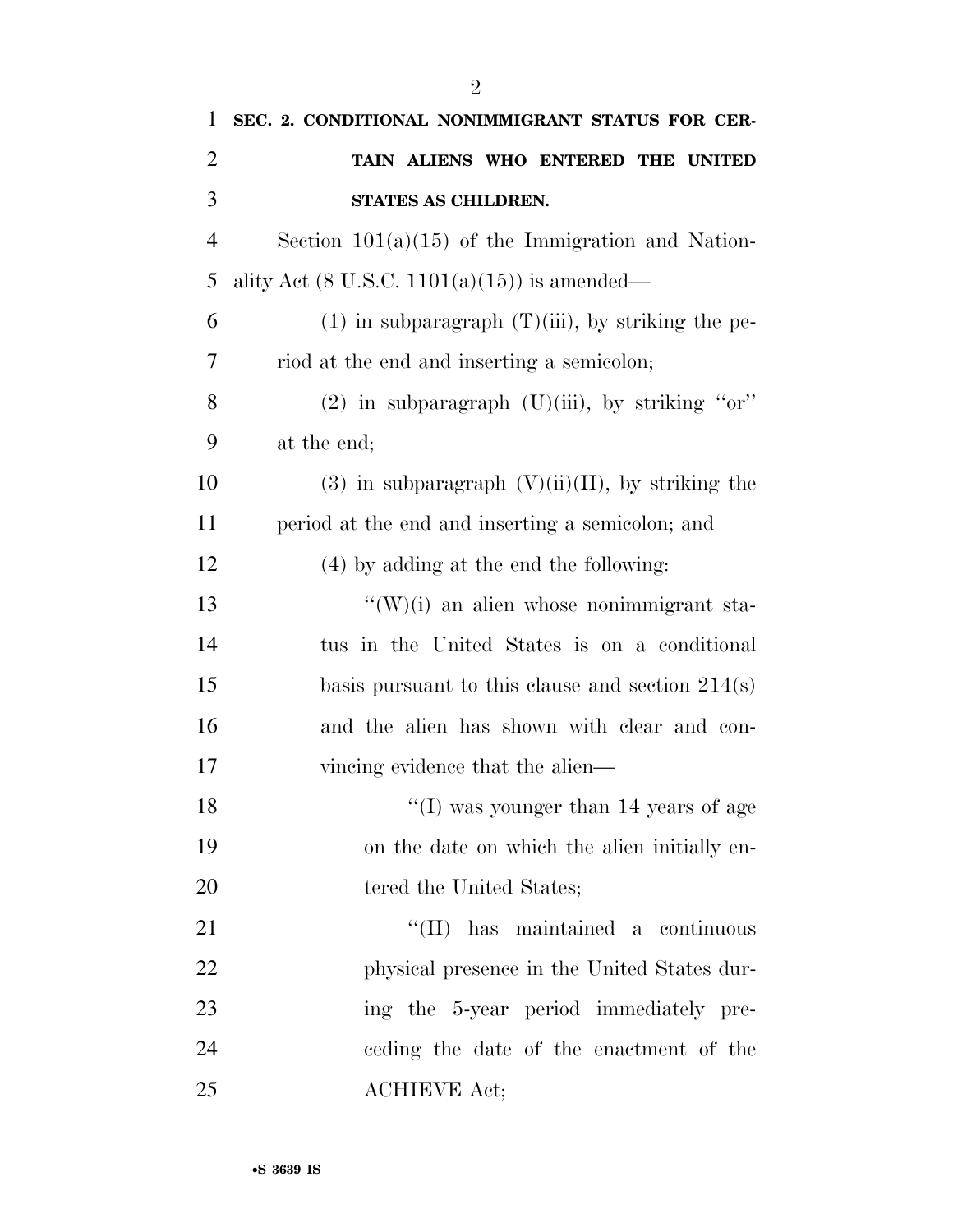**SEC. 2. CONDITIONAL NONIMMIGRANT STATUS FOR CERTAIN ALIENS WHO ENTERED THE UNITED STATES AS CHILDREN.**

Section 101(a)(15) of the Immigration and Nationality Act (8 U.S.C. 1101(a)(15)) is amended—

(1) in subparagraph (T)(iii), by striking the period at the end and inserting a semicolon;

(2) in subparagraph (U)(iii), by striking ''or'' at the end;

(3) in subparagraph (V)(ii)(II), by striking the period at the end and inserting a semicolon; and

(4) by adding at the end the following:

''(W)(i) an alien whose nonimmigrant status in the United States is on a conditional basis pursuant to this clause and section 214(s) and the alien has shown with clear and convincing evidence that the alien—

''(I) was younger than 14 years of age on the date on which the alien initially entered the United States;

''(II) has maintained a continuous physical presence in the United States during the 5-year period immediately preceding the date of the enactment of the ACHIEVE Act;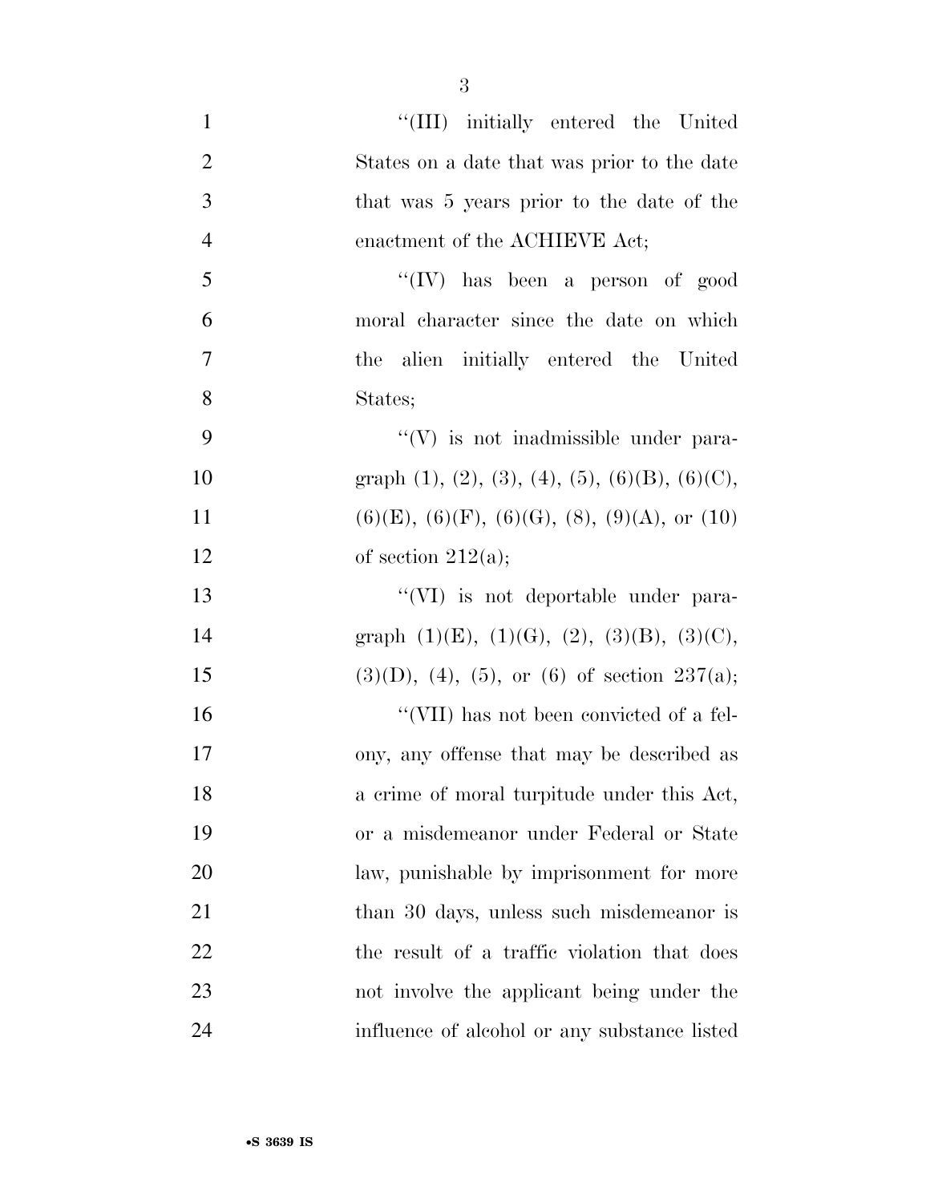''(III) initially entered the United States on a date that was prior to the date that was 5 years prior to the date of the enactment of the ACHIEVE Act;

''(IV) has been a person of good moral character since the date on which the alien initially entered the United States;

''(V) is not inadmissible under paragraph (1), (2), (3), (4), (5), (6)(B), (6)(C), (6)(E), (6)(F), (6)(G), (8), (9)(A), or (10) of section 212(a);

''(VI) is not deportable under paragraph (1)(E), (1)(G), (2), (3)(B), (3)(C), (3)(D), (4), (5), or (6) of section 237(a);

''(VII) has not been convicted of a felony, any offense that may be described as a crime of moral turpitude under this Act, or a misdemeanor under Federal or State law, punishable by imprisonment for more than 30 days, unless such misdemeanor is the result of a traffic violation that does not involve the applicant being under the influence of alcohol or any substance listed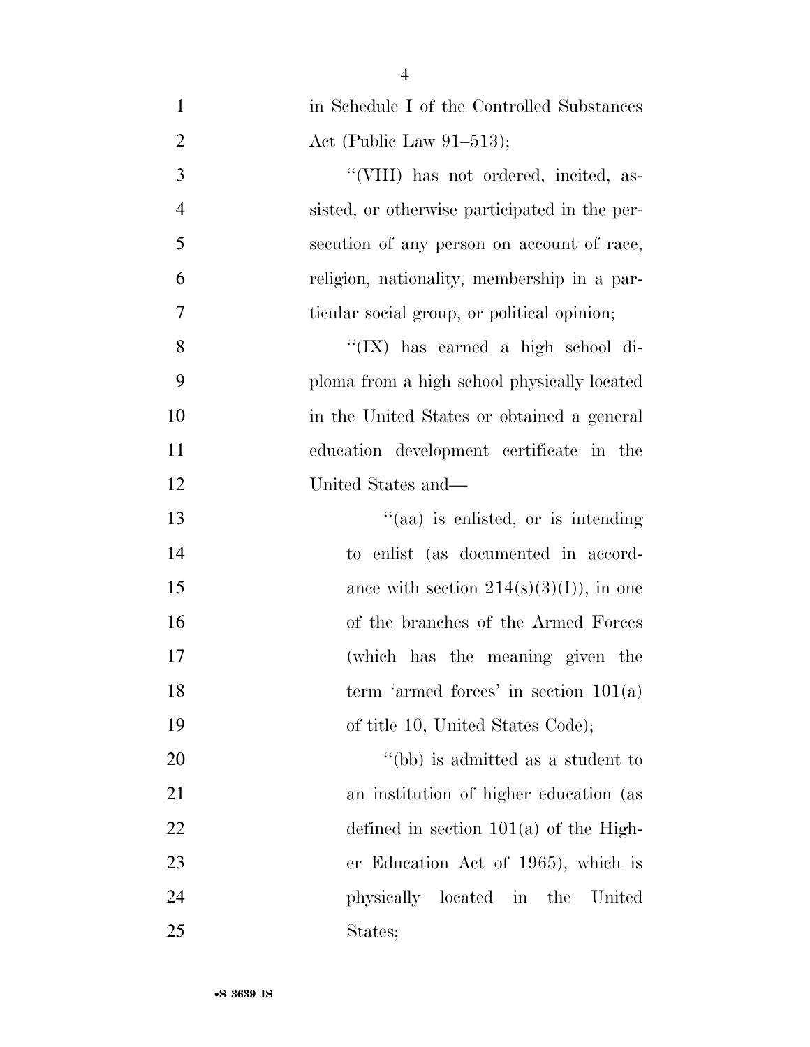in Schedule I of the Controlled Substances Act (Public Law 91–513);

''(VIII) has not ordered, incited, assisted, or otherwise participated in the persecution of any person on account of race, religion, nationality, membership in a particular social group, or political opinion;

''(IX) has earned a high school diploma from a high school physically located in the United States or obtained a general education development certificate in the United States and—

''(aa) is enlisted, or is intending to enlist (as documented in accordance with section 214(s)(3)(I)), in one of the branches of the Armed Forces (which has the meaning given the term 'armed forces' in section 101(a) of title 10, United States Code);

''(bb) is admitted as a student to an institution of higher education (as defined in section 101(a) of the Higher Education Act of 1965), which is physically located in the United States;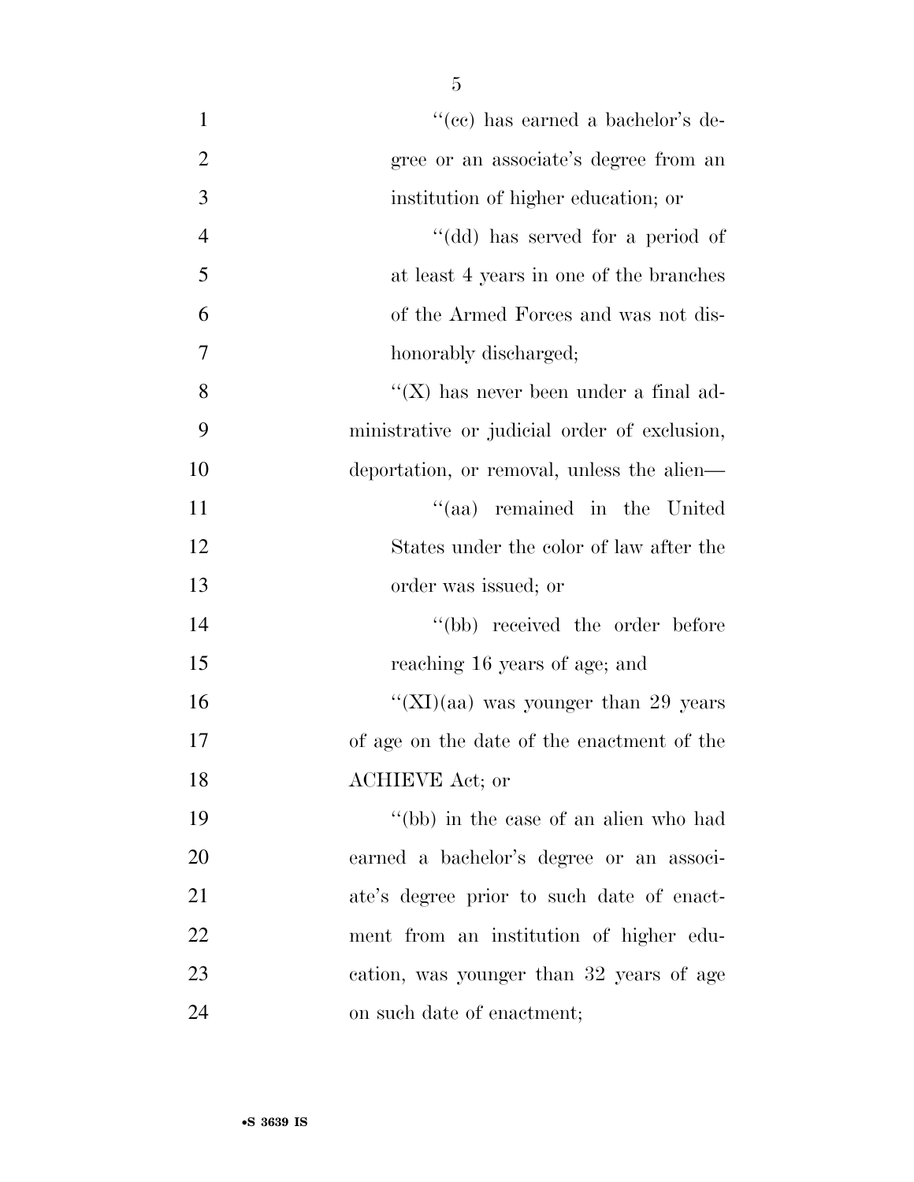"(cc) has earned a bachelor's degree or an associate's degree from an institution of higher education; or

"(dd) has served for a period of at least 4 years in one of the branches of the Armed Forces and was not dishonorably discharged;

"(X) has never been under a final administrative or judicial order of exclusion, deportation, or removal, unless the alien—

"(aa) remained in the United States under the color of law after the order was issued; or

"(bb) received the order before reaching 16 years of age; and

"(XI)(aa) was younger than 29 years of age on the date of the enactment of the ACHIEVE Act; or

"(bb) in the case of an alien who had earned a bachelor's degree or an associate's degree prior to such date of enactment from an institution of higher education, was younger than 32 years of age on such date of enactment;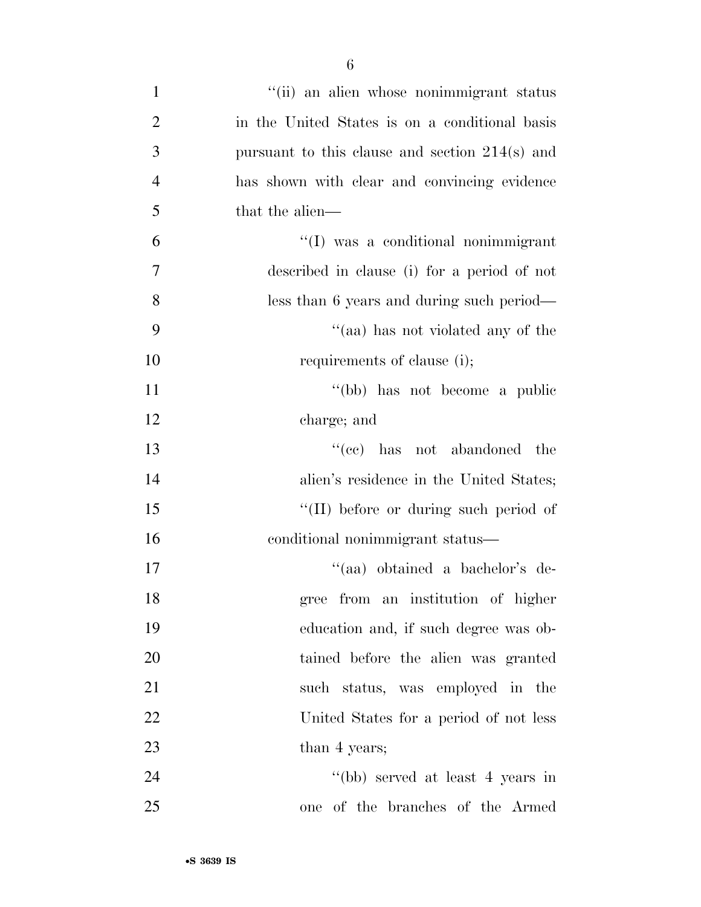"(ii) an alien whose nonimmigrant status in the United States is on a conditional basis pursuant to this clause and section 214(s) and has shown with clear and convincing evidence that the alien—

"(I) was a conditional nonimmigrant described in clause (i) for a period of not less than 6 years and during such period—

"(aa) has not violated any of the requirements of clause (i);

"(bb) has not become a public charge; and

"(cc) has not abandoned the alien's residence in the United States;

"(II) before or during such period of conditional nonimmigrant status—

"(aa) obtained a bachelor's degree from an institution of higher education and, if such degree was obtained before the alien was granted such status, was employed in the United States for a period of not less than 4 years;

"(bb) served at least 4 years in one of the branches of the Armed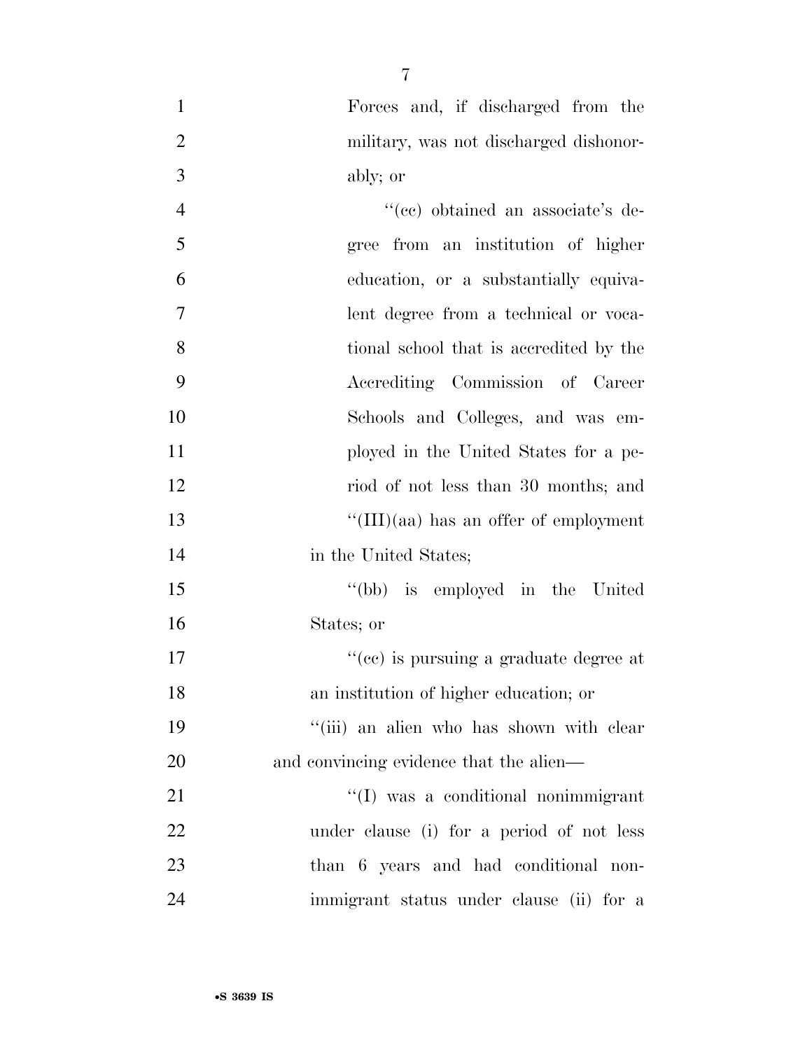Forces and, if discharged from the military, was not discharged dishonorably; or

''(cc) obtained an associate's degree from an institution of higher education, or a substantially equivalent degree from a technical or vocational school that is accredited by the Accrediting Commission of Career Schools and Colleges, and was employed in the United States for a period of not less than 30 months; and

''(III)(aa) has an offer of employment in the United States;

''(bb) is employed in the United States; or

''(cc) is pursuing a graduate degree at an institution of higher education; or

''(iii) an alien who has shown with clear and convincing evidence that the alien—

''(I) was a conditional nonimmigrant under clause (i) for a period of not less than 6 years and had conditional nonimmigrant status under clause (ii) for a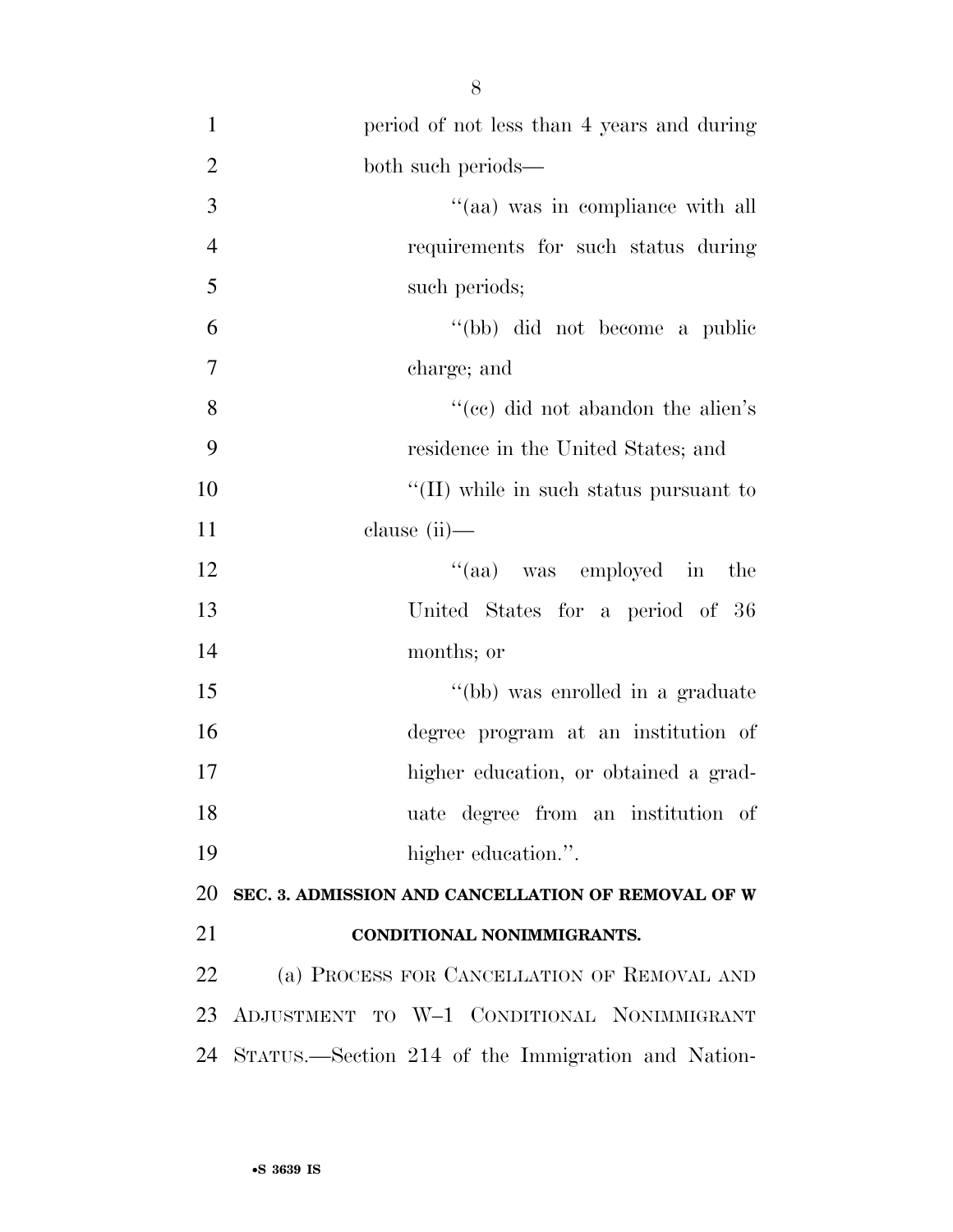period of not less than 4 years and during both such periods—

''(aa) was in compliance with all requirements for such status during such periods;

''(bb) did not become a public charge; and

''(cc) did not abandon the alien's residence in the United States; and

''(II) while in such status pursuant to clause (ii)—

''(aa) was employed in the United States for a period of 36 months; or

''(bb) was enrolled in a graduate degree program at an institution of higher education, or obtained a graduate degree from an institution of higher education.''.

**SEC. 3. ADMISSION AND CANCELLATION OF REMOVAL OF W CONDITIONAL NONIMMIGRANTS.**

(a) PROCESS FOR CANCELLATION OF REMOVAL AND ADJUSTMENT TO W–1 CONDITIONAL NONIMMIGRANT STATUS.—Section 214 of the Immigration and Nation-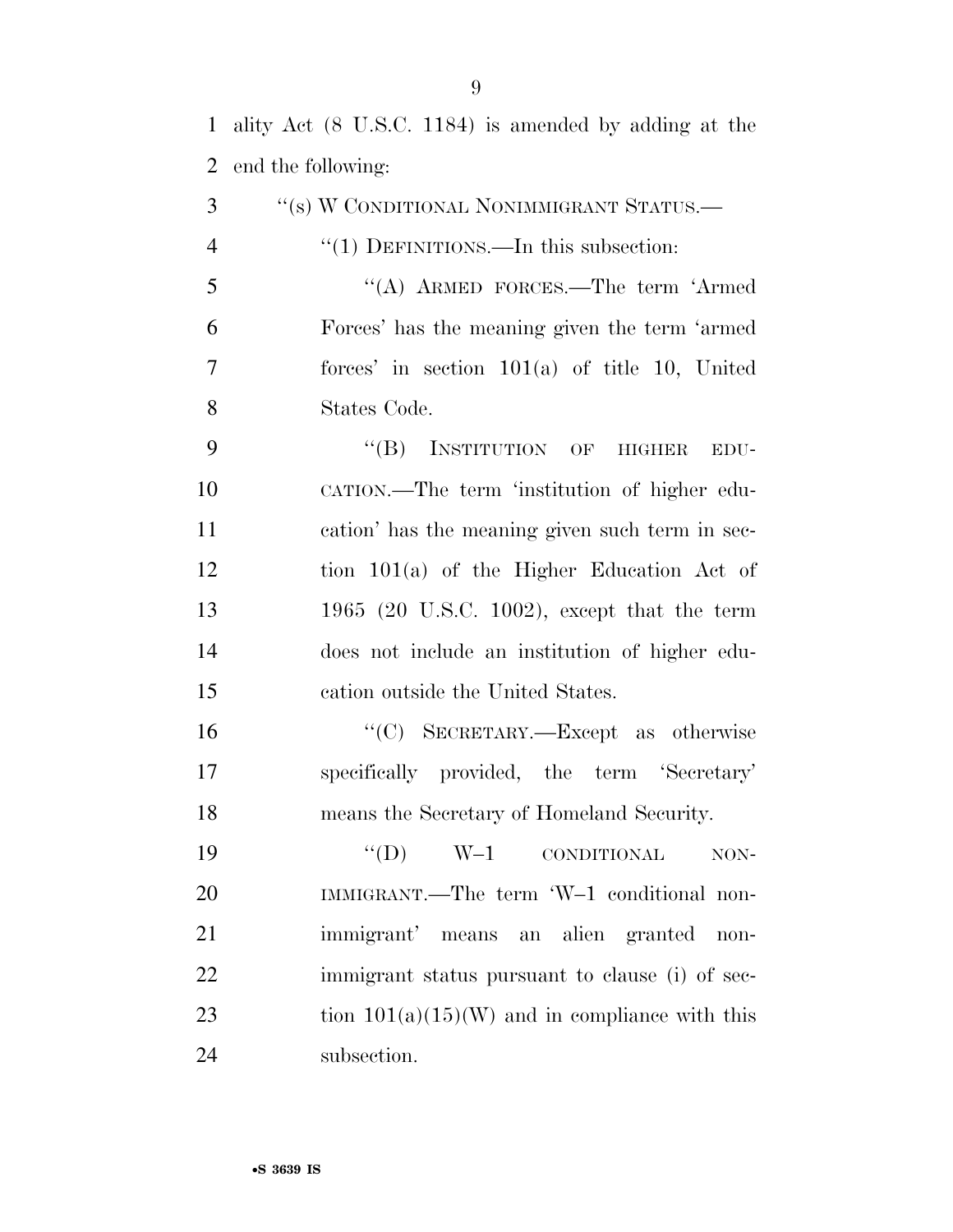ality Act (8 U.S.C. 1184) is amended by adding at the end the following:

"(s) W CONDITIONAL NONIMMIGRANT STATUS.—

"(1) DEFINITIONS.—In this subsection:

"(A) ARMED FORCES.—The term 'Armed Forces' has the meaning given the term 'armed forces' in section 101(a) of title 10, United States Code.

"(B) INSTITUTION OF HIGHER EDUCATION.—The term 'institution of higher education' has the meaning given such term in section 101(a) of the Higher Education Act of 1965 (20 U.S.C. 1002), except that the term does not include an institution of higher education outside the United States.

"(C) SECRETARY.—Except as otherwise specifically provided, the term 'Secretary' means the Secretary of Homeland Security.

"(D) W–1 CONDITIONAL NONIMMIGRANT.—The term 'W–1 conditional nonimmigrant' means an alien granted nonimmigrant status pursuant to clause (i) of section 101(a)(15)(W) and in compliance with this subsection.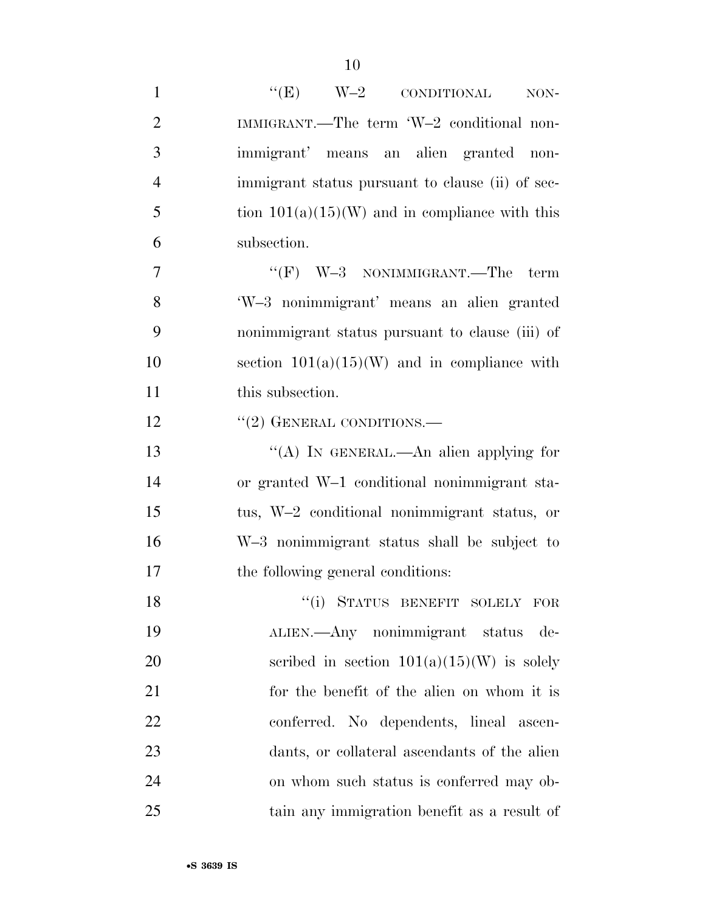"(E) W–2 CONDITIONAL NONIMMIGRANT.—The term 'W–2 conditional nonimmigrant' means an alien granted nonimmigrant status pursuant to clause (ii) of section 101(a)(15)(W) and in compliance with this subsection.

"(F) W–3 NONIMMIGRANT.—The term 'W–3 nonimmigrant' means an alien granted nonimmigrant status pursuant to clause (iii) of section 101(a)(15)(W) and in compliance with this subsection.

"(2) GENERAL CONDITIONS.—

"(A) IN GENERAL.—An alien applying for or granted W–1 conditional nonimmigrant status, W–2 conditional nonimmigrant status, or W–3 nonimmigrant status shall be subject to the following general conditions:

"(i) STATUS BENEFIT SOLELY FOR ALIEN.—Any nonimmigrant status described in section 101(a)(15)(W) is solely for the benefit of the alien on whom it is conferred. No dependents, lineal ascendants, or collateral ascendants of the alien on whom such status is conferred may obtain any immigration benefit as a result of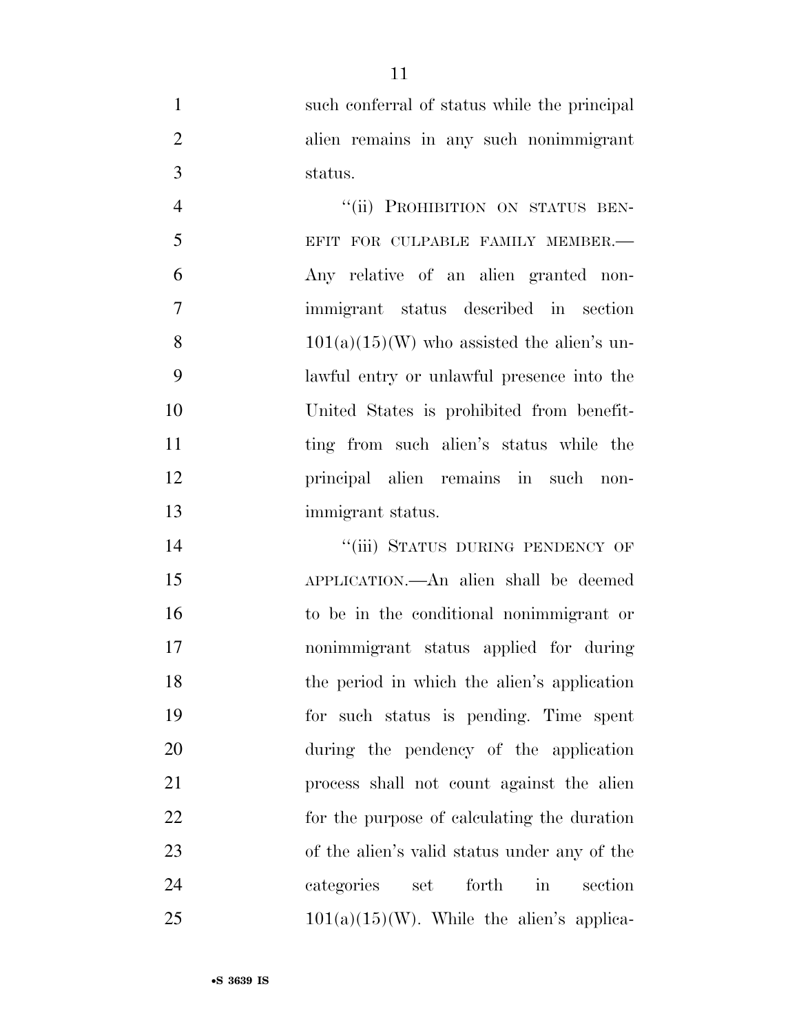such conferral of status while the principal alien remains in any such nonimmigrant status.

"(ii) PROHIBITION ON STATUS BENEFIT FOR CULPABLE FAMILY MEMBER.—Any relative of an alien granted nonimmigrant status described in section 101(a)(15)(W) who assisted the alien's unlawful entry or unlawful presence into the United States is prohibited from benefitting from such alien's status while the principal alien remains in such nonimmigrant status.

"(iii) STATUS DURING PENDENCY OF APPLICATION.—An alien shall be deemed to be in the conditional nonimmigrant or nonimmigrant status applied for during the period in which the alien's application for such status is pending. Time spent during the pendency of the application process shall not count against the alien for the purpose of calculating the duration of the alien's valid status under any of the categories set forth in section 101(a)(15)(W). While the alien's applica-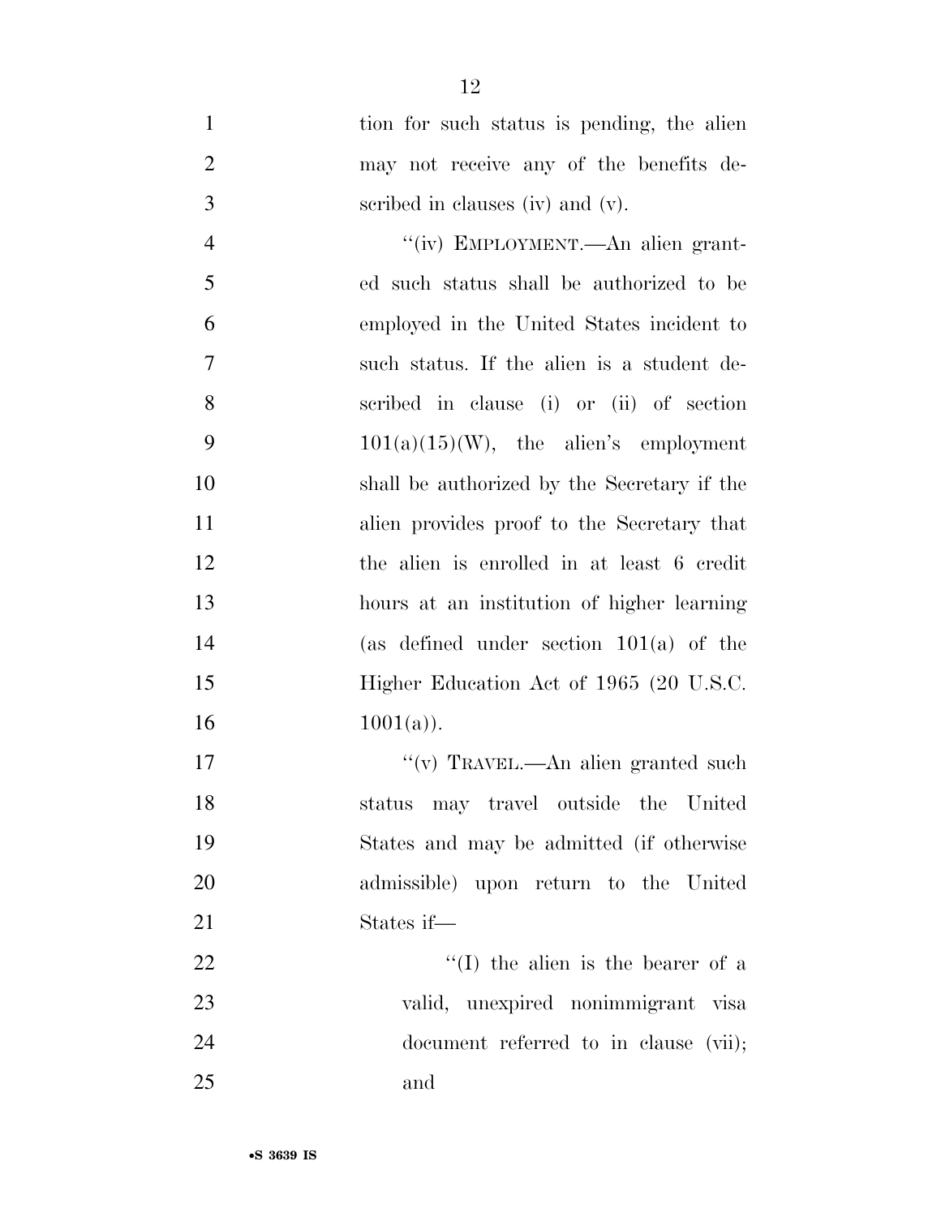tion for such status is pending, the alien may not receive any of the benefits described in clauses (iv) and (v).

"(iv) EMPLOYMENT.—An alien granted such status shall be authorized to be employed in the United States incident to such status. If the alien is a student described in clause (i) or (ii) of section 101(a)(15)(W), the alien's employment shall be authorized by the Secretary if the alien provides proof to the Secretary that the alien is enrolled in at least 6 credit hours at an institution of higher learning (as defined under section 101(a) of the Higher Education Act of 1965 (20 U.S.C. 1001(a)).

"(v) TRAVEL.—An alien granted such status may travel outside the United States and may be admitted (if otherwise admissible) upon return to the United States if—

"(I) the alien is the bearer of a valid, unexpired nonimmigrant visa document referred to in clause (vii); and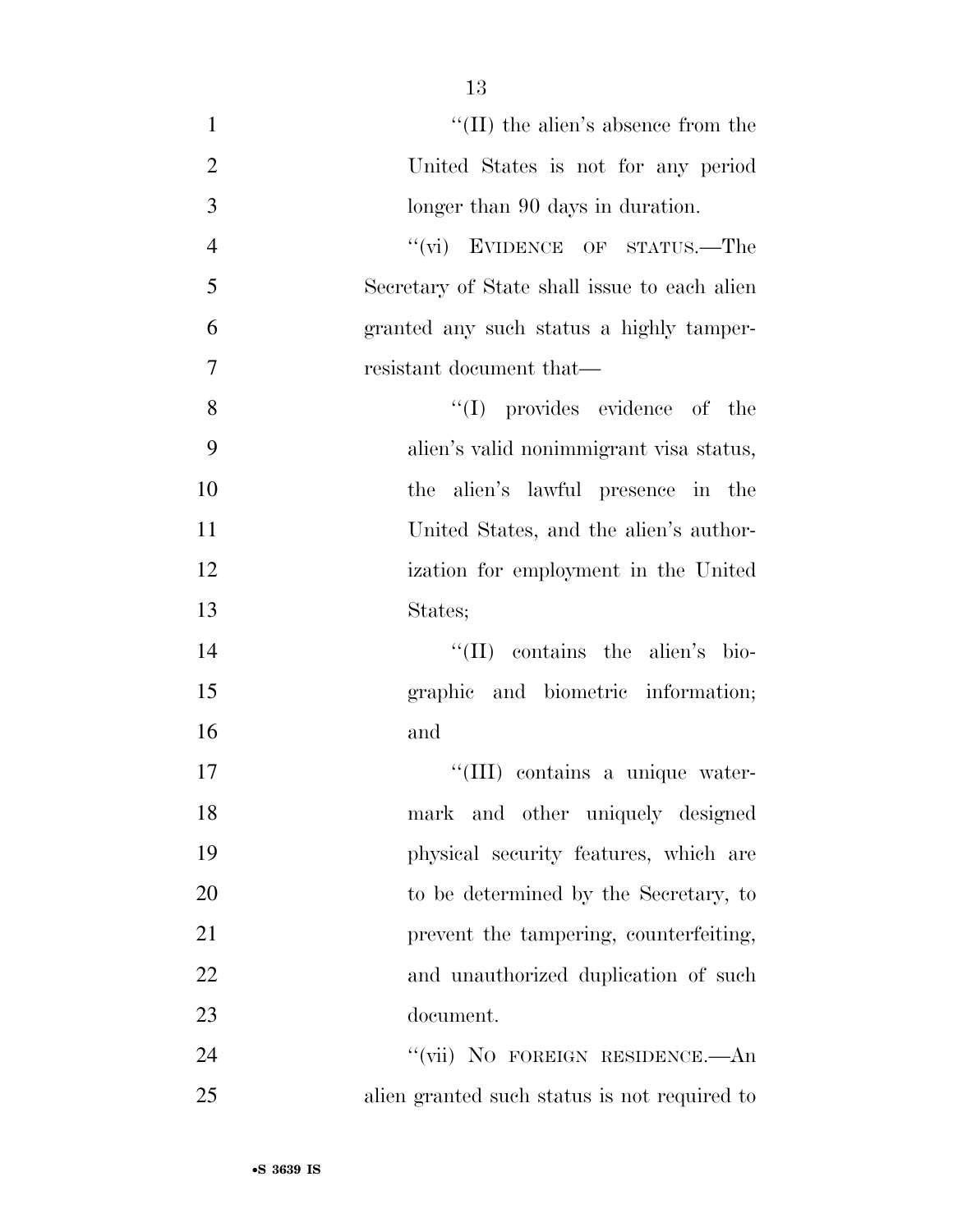"(II) the alien's absence from the United States is not for any period longer than 90 days in duration.

"(vi) EVIDENCE OF STATUS.—The Secretary of State shall issue to each alien granted any such status a highly tamper-resistant document that—

"(I) provides evidence of the alien's valid nonimmigrant visa status, the alien's lawful presence in the United States, and the alien's authorization for employment in the United States;

"(II) contains the alien's biographic and biometric information; and

"(III) contains a unique watermark and other uniquely designed physical security features, which are to be determined by the Secretary, to prevent the tampering, counterfeiting, and unauthorized duplication of such document.

"(vii) NO FOREIGN RESIDENCE.—An alien granted such status is not required to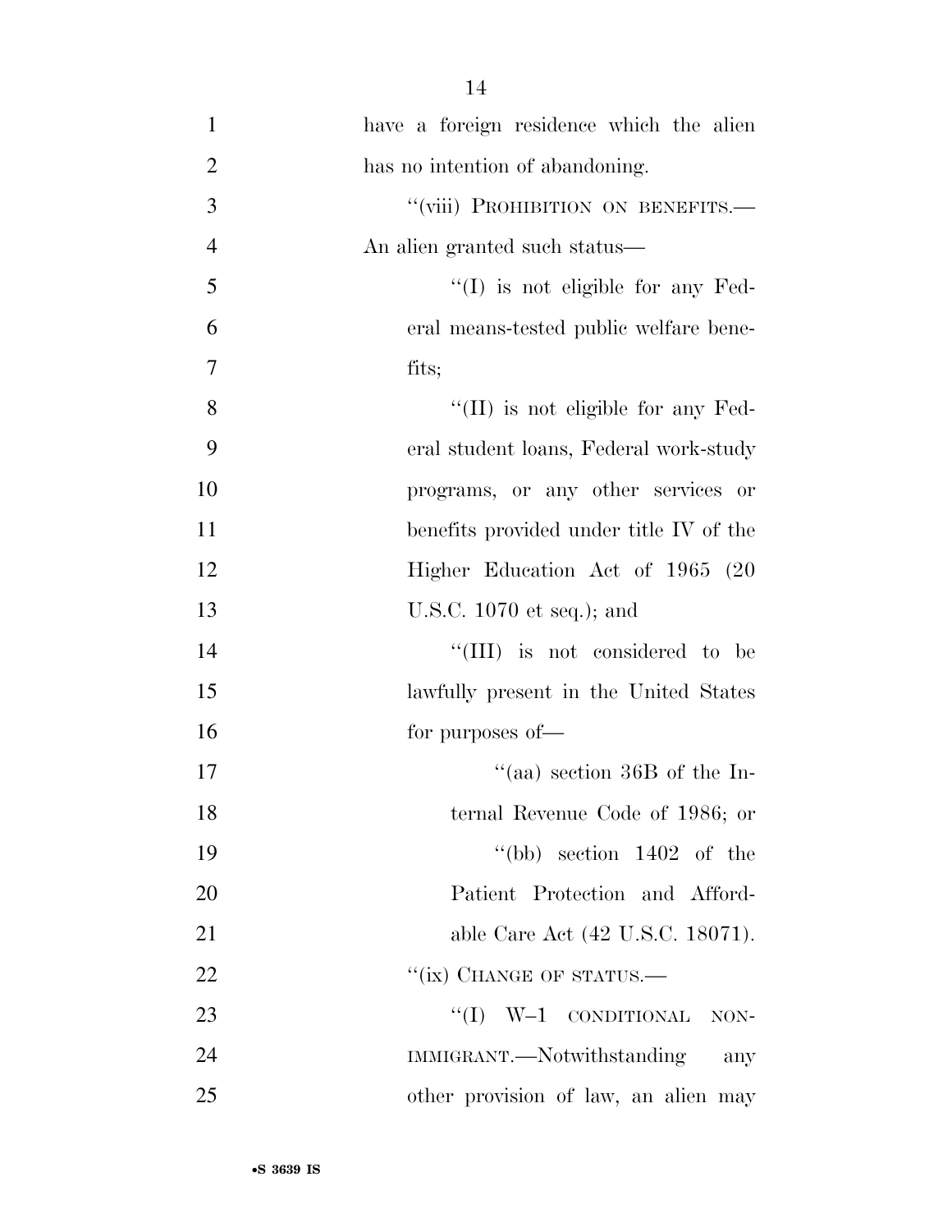have a foreign residence which the alien has no intention of abandoning.

"(viii) PROHIBITION ON BENEFITS.—An alien granted such status—

"(I) is not eligible for any Federal means-tested public welfare benefits;

"(II) is not eligible for any Federal student loans, Federal work-study programs, or any other services or benefits provided under title IV of the Higher Education Act of 1965 (20 U.S.C. 1070 et seq.); and

"(III) is not considered to be lawfully present in the United States for purposes of—

"(aa) section 36B of the Internal Revenue Code of 1986; or

"(bb) section 1402 of the Patient Protection and Affordable Care Act (42 U.S.C. 18071).

"(ix) CHANGE OF STATUS.—

"(I) W–1 CONDITIONAL NONIMMIGRANT.—Notwithstanding any other provision of law, an alien may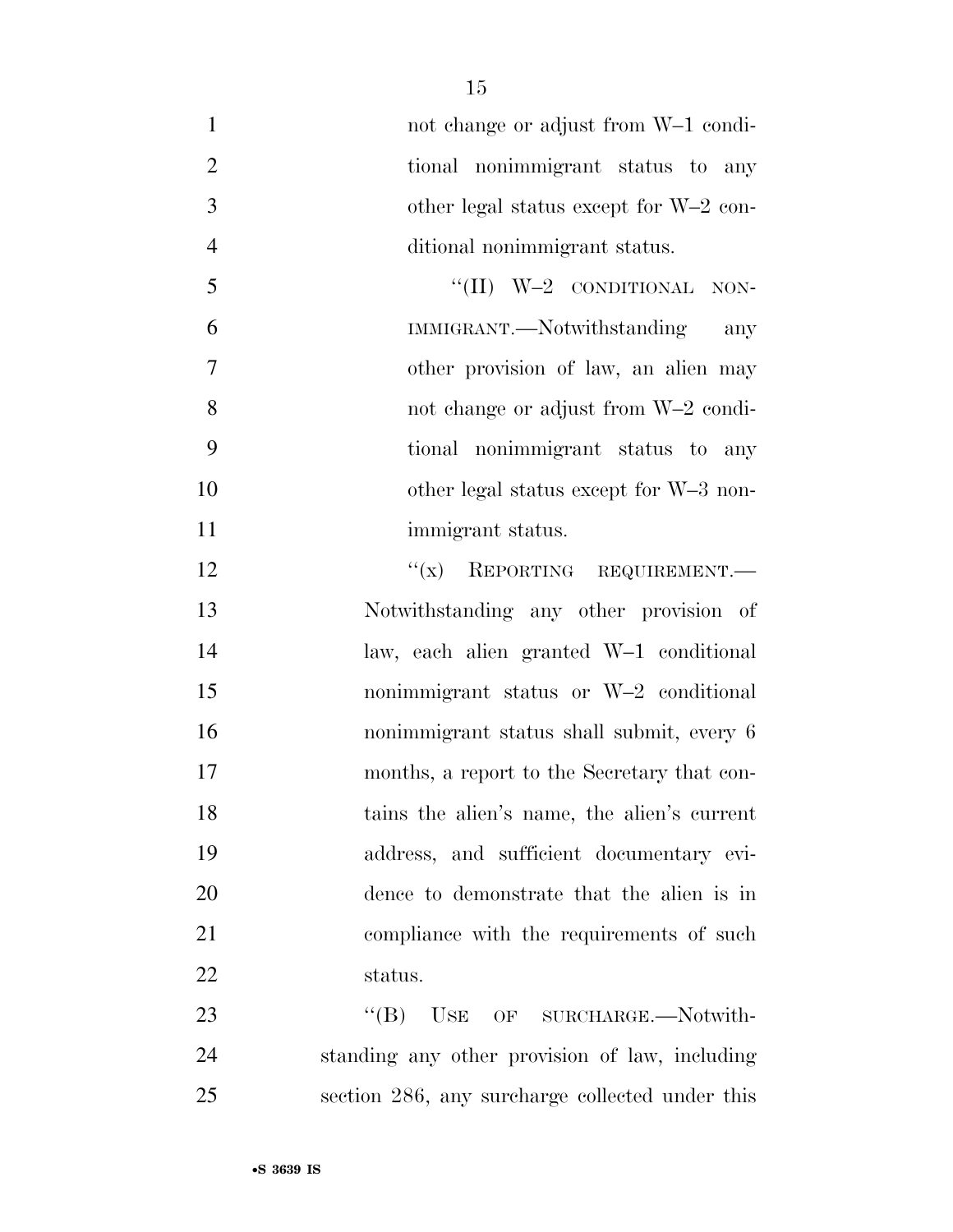not change or adjust from W–1 conditional nonimmigrant status to any other legal status except for W–2 conditional nonimmigrant status.

"(II) W–2 CONDITIONAL NONIMMIGRANT.—Notwithstanding any other provision of law, an alien may not change or adjust from W–2 conditional nonimmigrant status to any other legal status except for W–3 nonimmigrant status.

"(x) REPORTING REQUIREMENT.—Notwithstanding any other provision of law, each alien granted W–1 conditional nonimmigrant status or W–2 conditional nonimmigrant status shall submit, every 6 months, a report to the Secretary that contains the alien's name, the alien's current address, and sufficient documentary evidence to demonstrate that the alien is in compliance with the requirements of such status.

"(B) USE OF SURCHARGE.—Notwithstanding any other provision of law, including section 286, any surcharge collected under this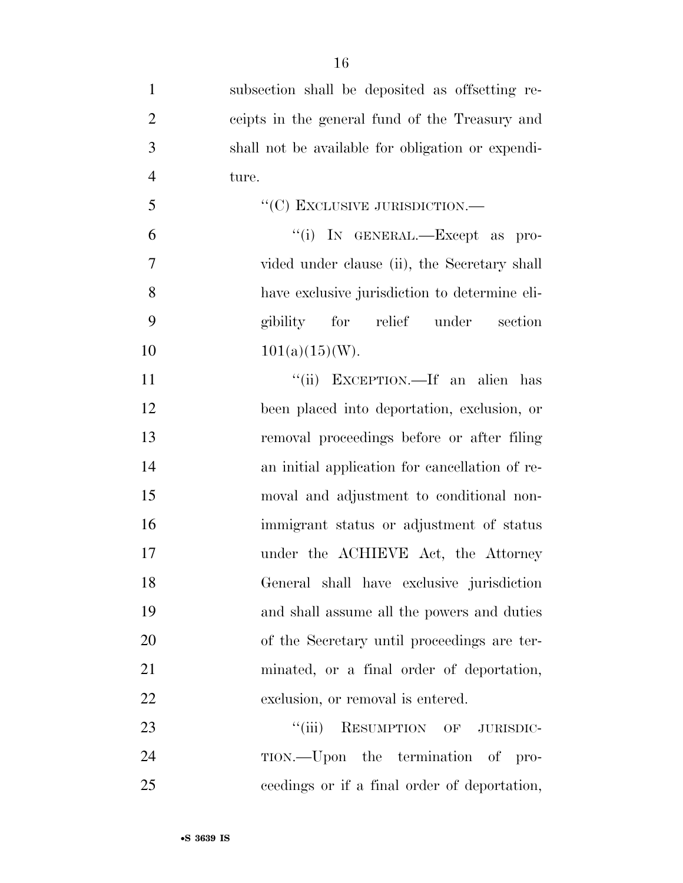subsection shall be deposited as offsetting receipts in the general fund of the Treasury and shall not be available for obligation or expenditure.

"(C) EXCLUSIVE JURISDICTION.—

"(i) IN GENERAL.—Except as provided under clause (ii), the Secretary shall have exclusive jurisdiction to determine eligibility for relief under section 101(a)(15)(W).

"(ii) EXCEPTION.—If an alien has been placed into deportation, exclusion, or removal proceedings before or after filing an initial application for cancellation of removal and adjustment to conditional nonimmigrant status or adjustment of status under the ACHIEVE Act, the Attorney General shall have exclusive jurisdiction and shall assume all the powers and duties of the Secretary until proceedings are terminated, or a final order of deportation, exclusion, or removal is entered.

"(iii) RESUMPTION OF JURISDICTION.—Upon the termination of proceedings or if a final order of deportation,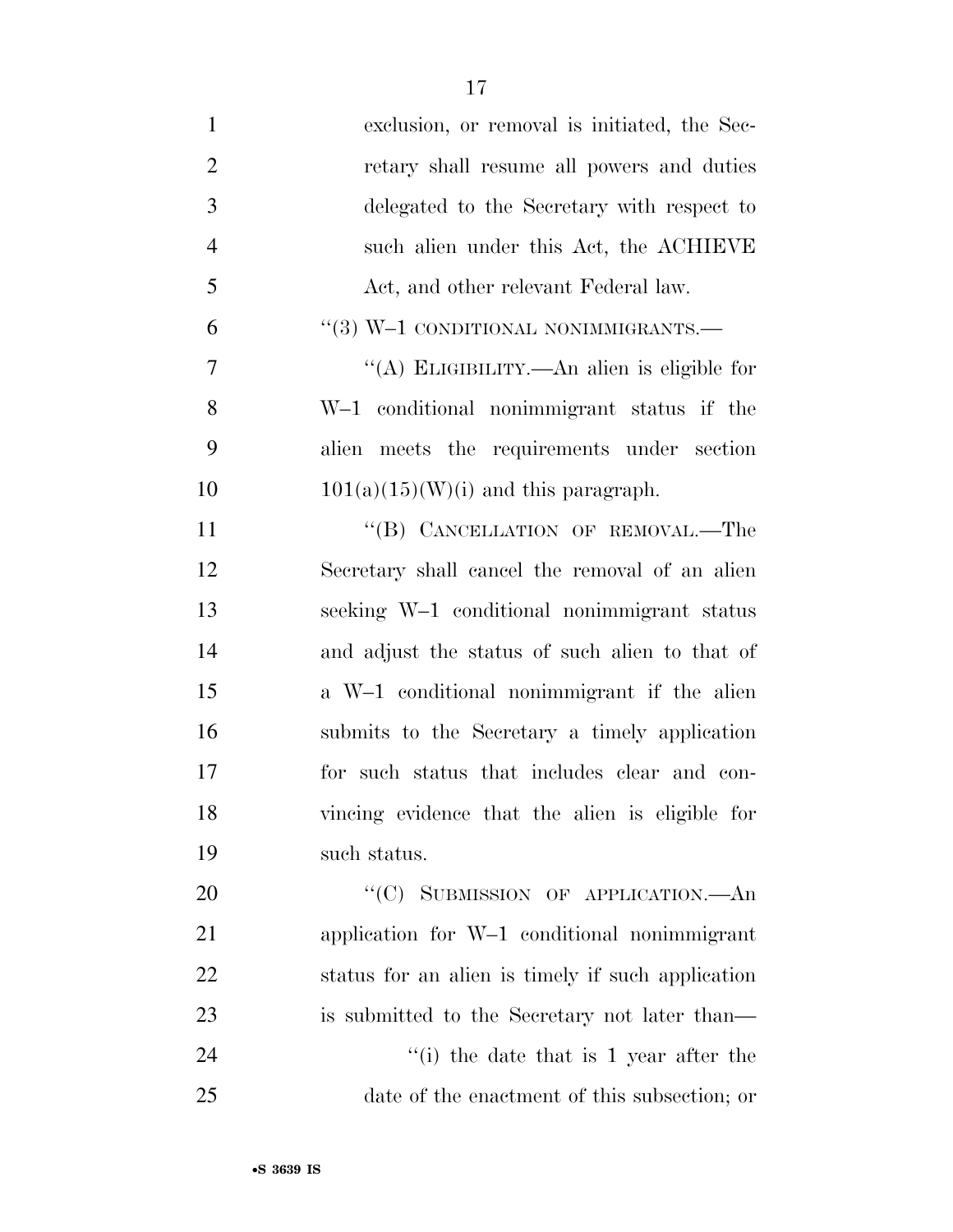exclusion, or removal is initiated, the Secretary shall resume all powers and duties delegated to the Secretary with respect to such alien under this Act, the ACHIEVE Act, and other relevant Federal law.

"(3) W–1 CONDITIONAL NONIMMIGRANTS.—

"(A) ELIGIBILITY.—An alien is eligible for W–1 conditional nonimmigrant status if the alien meets the requirements under section 101(a)(15)(W)(i) and this paragraph.

"(B) CANCELLATION OF REMOVAL.—The Secretary shall cancel the removal of an alien seeking W–1 conditional nonimmigrant status and adjust the status of such alien to that of a W–1 conditional nonimmigrant if the alien submits to the Secretary a timely application for such status that includes clear and convincing evidence that the alien is eligible for such status.

"(C) SUBMISSION OF APPLICATION.—An application for W–1 conditional nonimmigrant status for an alien is timely if such application is submitted to the Secretary not later than—

"(i) the date that is 1 year after the date of the enactment of this subsection; or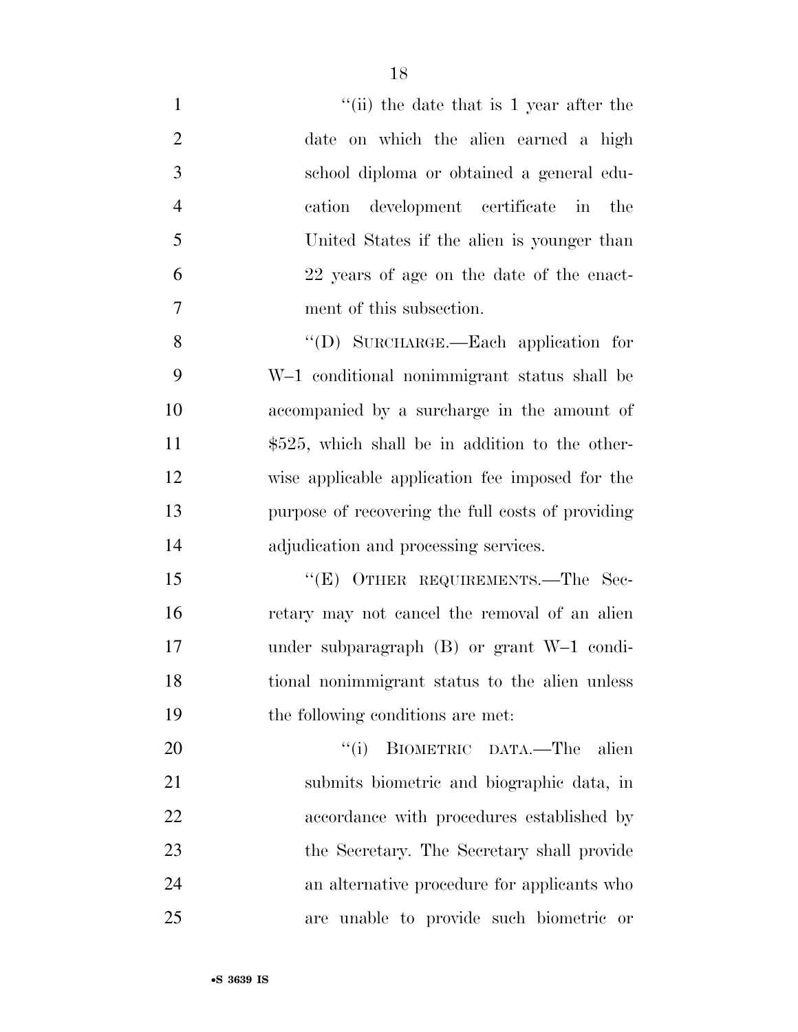"(ii) the date that is 1 year after the date on which the alien earned a high school diploma or obtained a general education development certificate in the United States if the alien is younger than 22 years of age on the date of the enactment of this subsection.

"(D) SURCHARGE.—Each application for W–1 conditional nonimmigrant status shall be accompanied by a surcharge in the amount of $525, which shall be in addition to the otherwise applicable application fee imposed for the purpose of recovering the full costs of providing adjudication and processing services.

"(E) OTHER REQUIREMENTS.—The Secretary may not cancel the removal of an alien under subparagraph (B) or grant W–1 conditional nonimmigrant status to the alien unless the following conditions are met:

"(i) BIOMETRIC DATA.—The alien submits biometric and biographic data, in accordance with procedures established by the Secretary. The Secretary shall provide an alternative procedure for applicants who are unable to provide such biometric or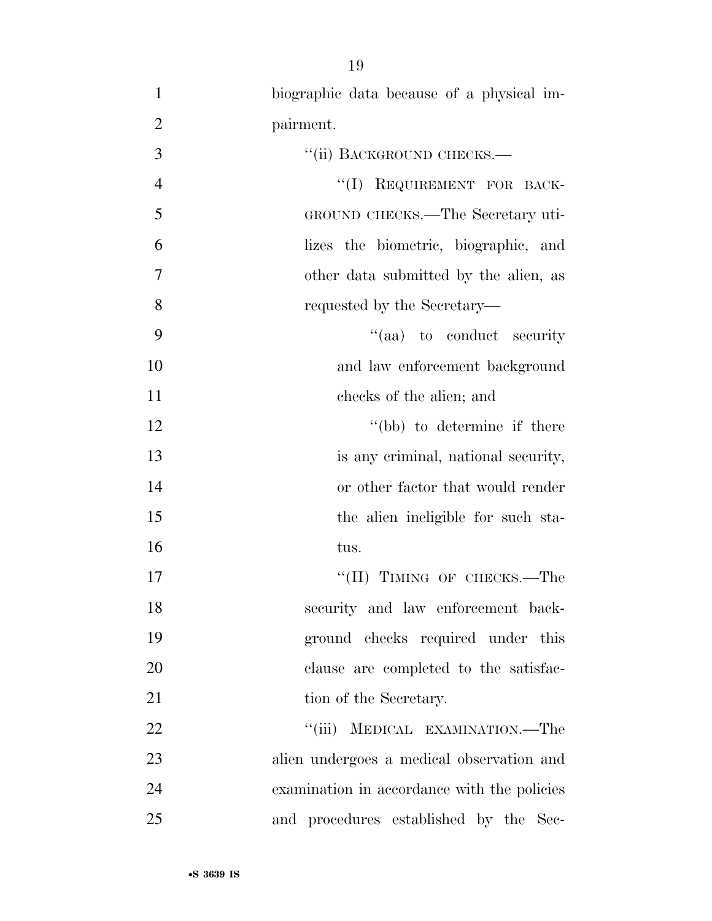biographic data because of a physical impairment.

"(ii) BACKGROUND CHECKS.—

"(I) REQUIREMENT FOR BACKGROUND CHECKS.—The Secretary utilizes the biometric, biographic, and other data submitted by the alien, as requested by the Secretary—

"(aa) to conduct security and law enforcement background checks of the alien; and

"(bb) to determine if there is any criminal, national security, or other factor that would render the alien ineligible for such status.

"(II) TIMING OF CHECKS.—The security and law enforcement background checks required under this clause are completed to the satisfaction of the Secretary.

"(iii) MEDICAL EXAMINATION.—The alien undergoes a medical observation and examination in accordance with the policies and procedures established by the Sec-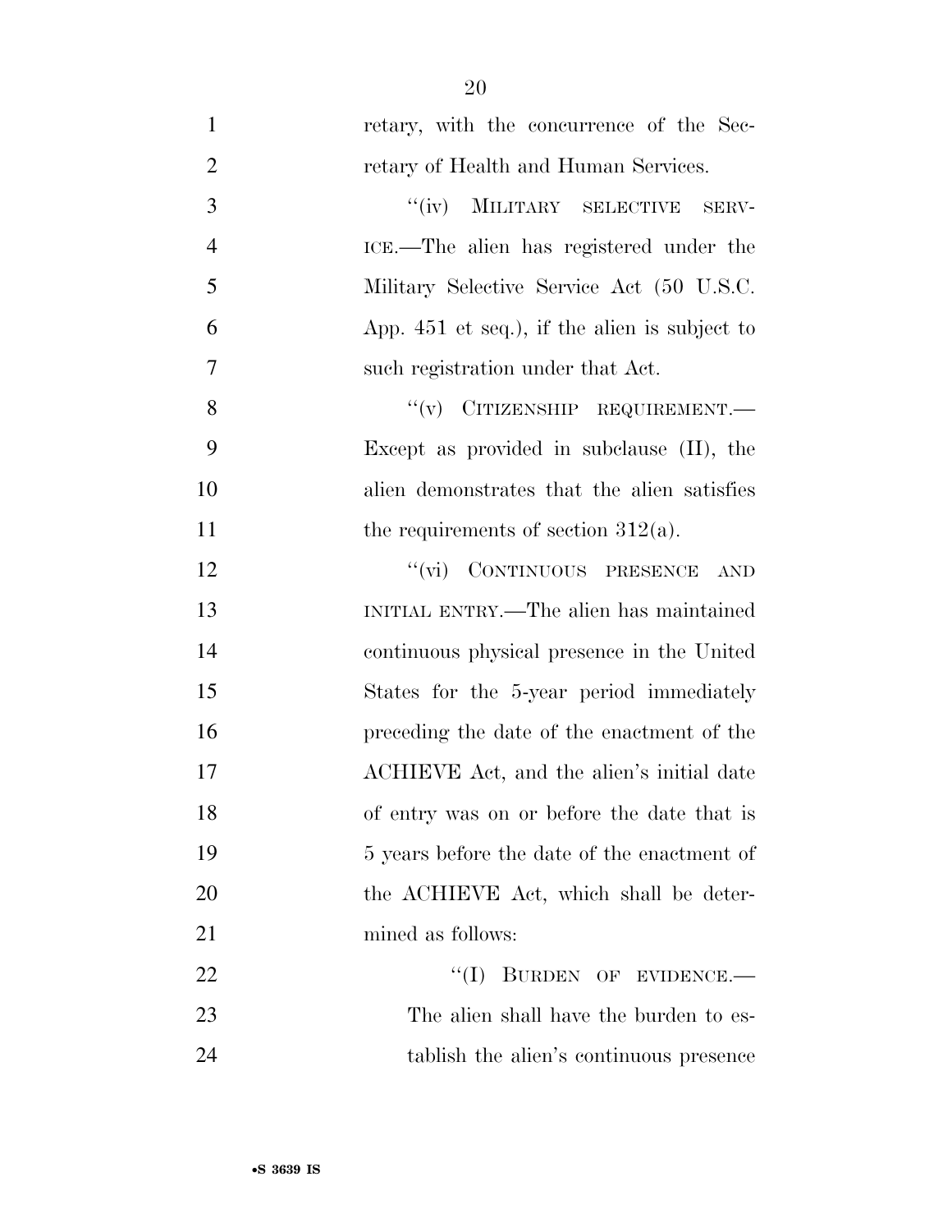retary, with the concurrence of the Secretary of Health and Human Services.

"(iv) MILITARY SELECTIVE SERVICE.—The alien has registered under the Military Selective Service Act (50 U.S.C. App. 451 et seq.), if the alien is subject to such registration under that Act.

"(v) CITIZENSHIP REQUIREMENT.—Except as provided in subclause (II), the alien demonstrates that the alien satisfies the requirements of section 312(a).

"(vi) CONTINUOUS PRESENCE AND INITIAL ENTRY.—The alien has maintained continuous physical presence in the United States for the 5-year period immediately preceding the date of the enactment of the ACHIEVE Act, and the alien's initial date of entry was on or before the date that is 5 years before the date of the enactment of the ACHIEVE Act, which shall be determined as follows:

"(I) BURDEN OF EVIDENCE.—The alien shall have the burden to establish the alien's continuous presence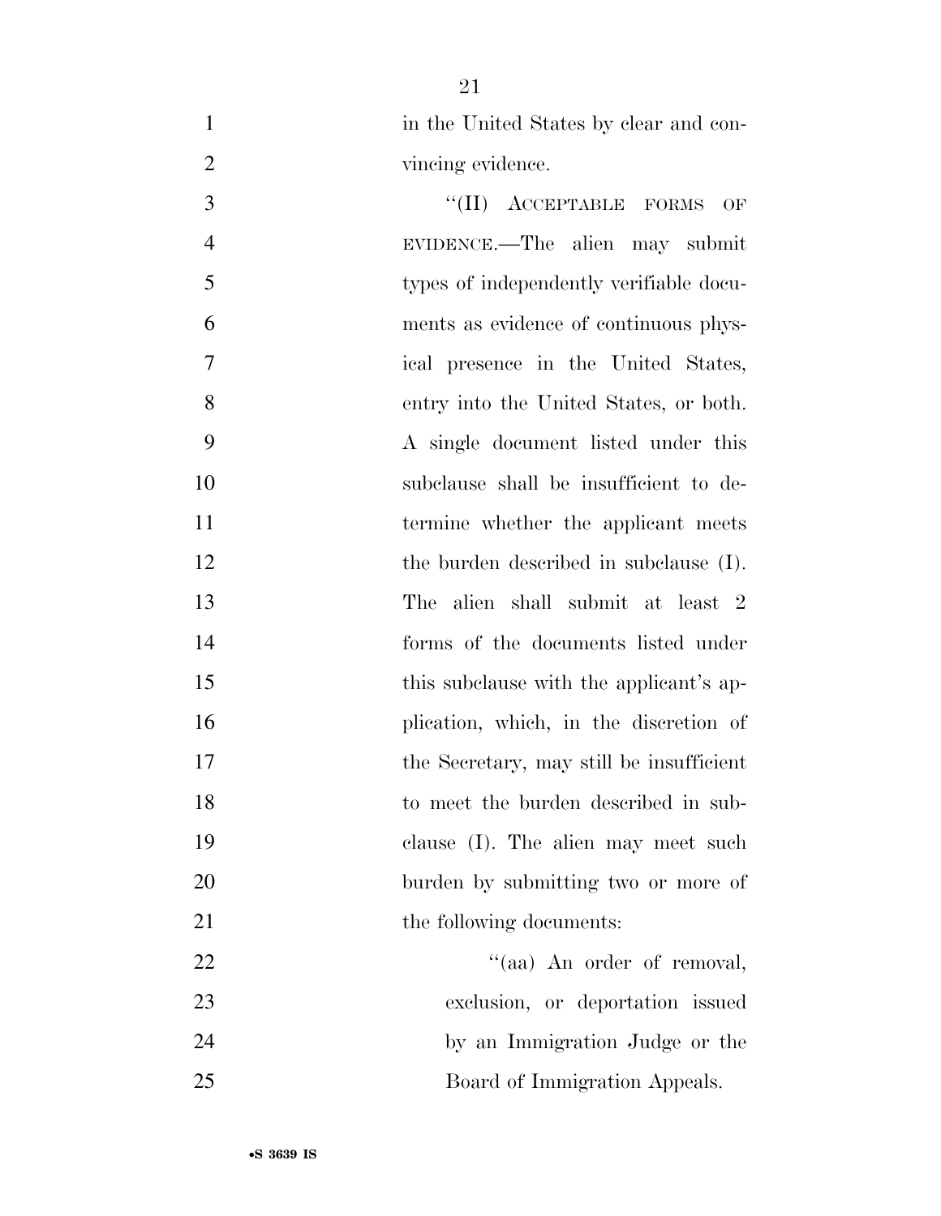in the United States by clear and convincing evidence.

"(II) ACCEPTABLE FORMS OF EVIDENCE.—The alien may submit types of independently verifiable documents as evidence of continuous physical presence in the United States, entry into the United States, or both. A single document listed under this subclause shall be insufficient to determine whether the applicant meets the burden described in subclause (I). The alien shall submit at least 2 forms of the documents listed under this subclause with the applicant's application, which, in the discretion of the Secretary, may still be insufficient to meet the burden described in subclause (I). The alien may meet such burden by submitting two or more of the following documents:

"(aa) An order of removal, exclusion, or deportation issued by an Immigration Judge or the Board of Immigration Appeals.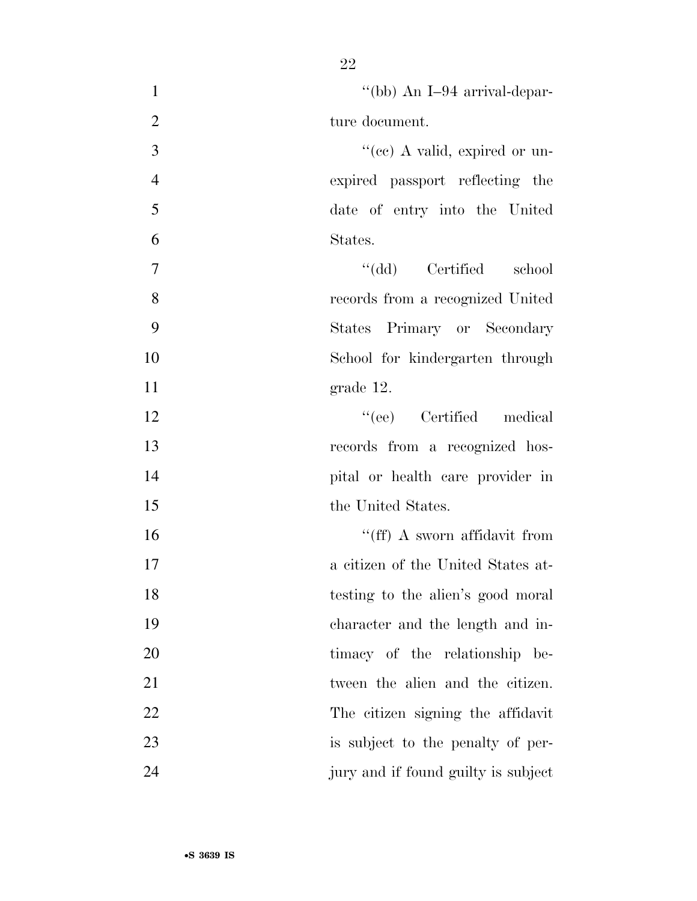"(bb) An I–94 arrival-departure document.

"(cc) A valid, expired or unexpired passport reflecting the date of entry into the United States.

"(dd) Certified school records from a recognized United States Primary or Secondary School for kindergarten through grade 12.

"(ee) Certified medical records from a recognized hospital or health care provider in the United States.

"(ff) A sworn affidavit from a citizen of the United States attesting to the alien's good moral character and the length and intimacy of the relationship between the alien and the citizen. The citizen signing the affidavit is subject to the penalty of perjury and if found guilty is subject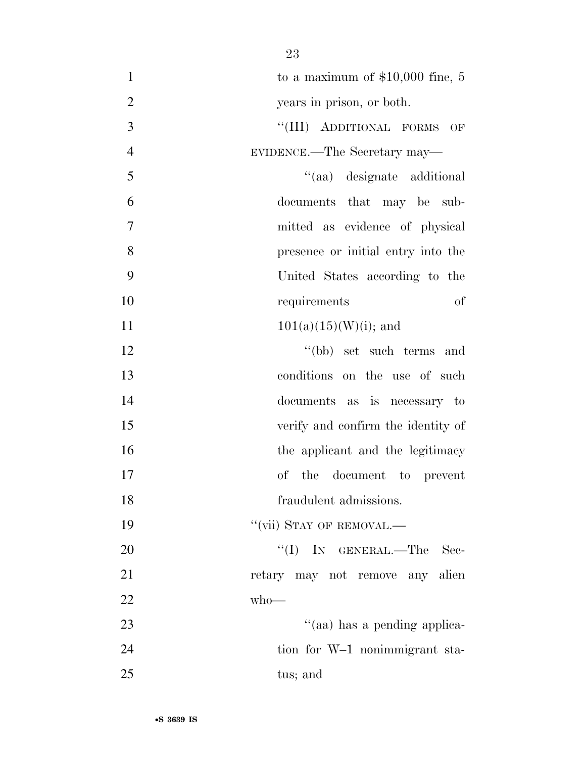to a maximum of $10,000 fine, 5 years in prison, or both.

"(III) ADDITIONAL FORMS OF EVIDENCE.—The Secretary may—

"(aa) designate additional documents that may be submitted as evidence of physical presence or initial entry into the United States according to the requirements of 101(a)(15)(W)(i); and

"(bb) set such terms and conditions on the use of such documents as is necessary to verify and confirm the identity of the applicant and the legitimacy of the document to prevent fraudulent admissions.

"(vii) STAY OF REMOVAL.—

"(I) IN GENERAL.—The Secretary may not remove any alien who—

"(aa) has a pending application for W–1 nonimmigrant status; and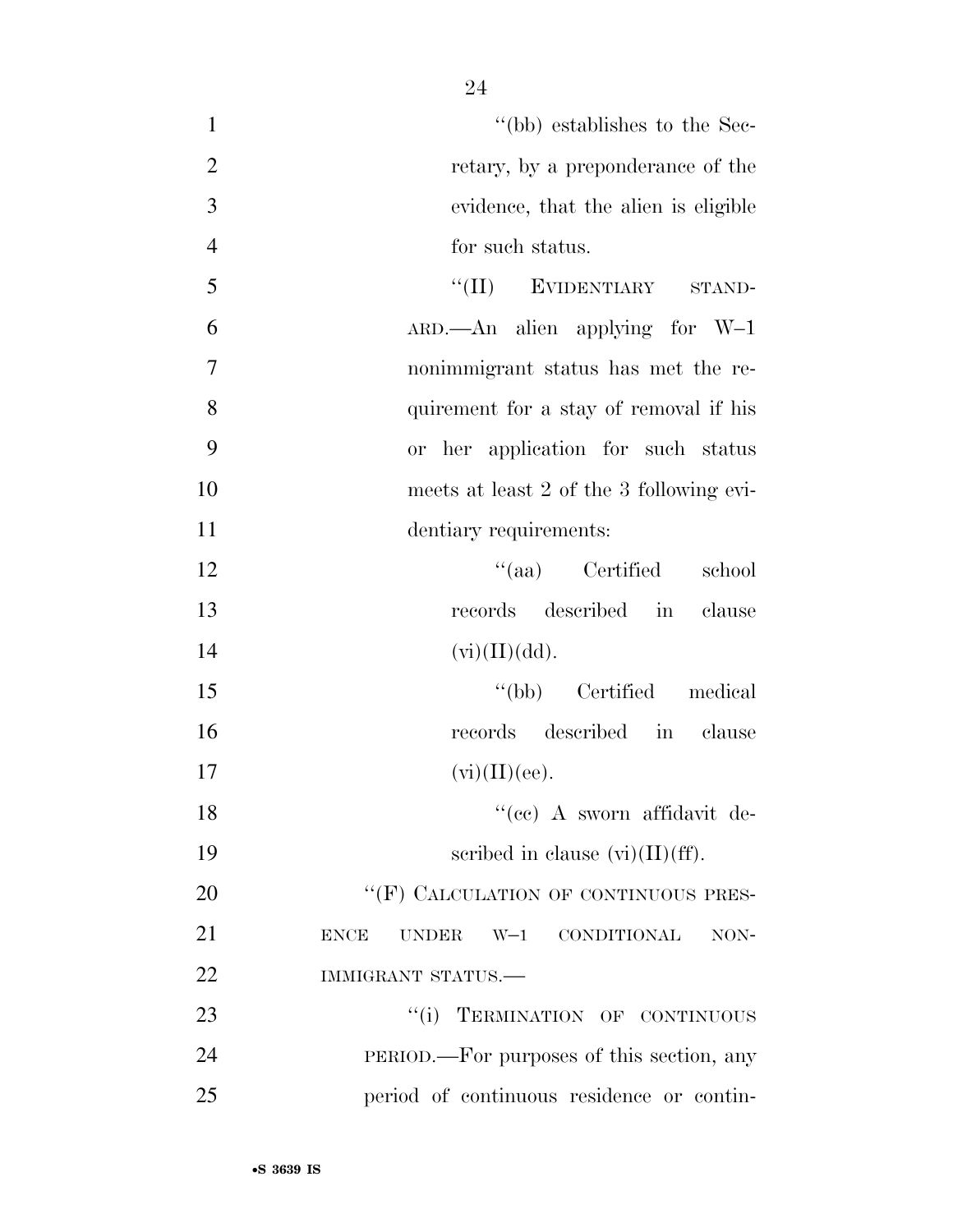"(bb) establishes to the Secretary, by a preponderance of the evidence, that the alien is eligible for such status.

"(II) EVIDENTIARY STANDARD.—An alien applying for W–1 nonimmigrant status has met the requirement for a stay of removal if his or her application for such status meets at least 2 of the 3 following evidentiary requirements:

"(aa) Certified school records described in clause (vi)(II)(dd).

"(bb) Certified medical records described in clause (vi)(II)(ee).

"(cc) A sworn affidavit described in clause (vi)(II)(ff).

"(F) CALCULATION OF CONTINUOUS PRESENCE UNDER W–1 CONDITIONAL NONIMMIGRANT STATUS.—

"(i) TERMINATION OF CONTINUOUS PERIOD.—For purposes of this section, any period of continuous residence or contin-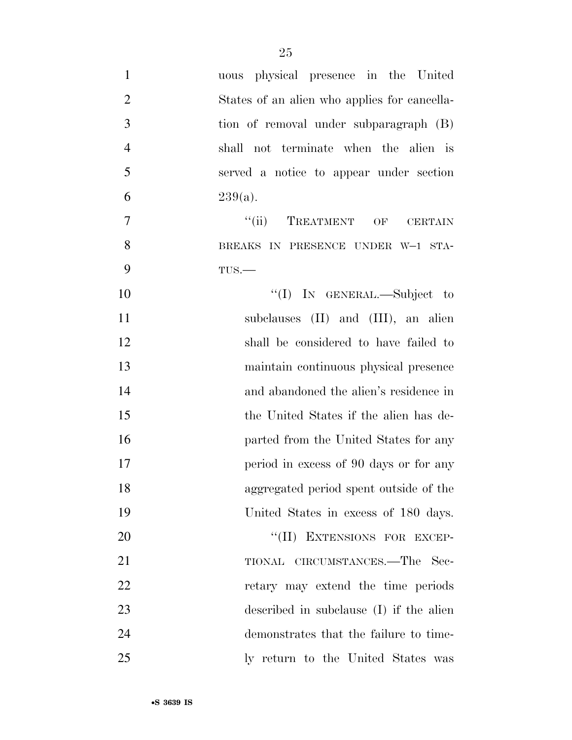uous physical presence in the United States of an alien who applies for cancellation of removal under subparagraph (B) shall not terminate when the alien is served a notice to appear under section 239(a).

"(ii) TREATMENT OF CERTAIN BREAKS IN PRESENCE UNDER W–1 STATUS.—

"(I) IN GENERAL.—Subject to subclauses (II) and (III), an alien shall be considered to have failed to maintain continuous physical presence and abandoned the alien's residence in the United States if the alien has departed from the United States for any period in excess of 90 days or for any aggregated period spent outside of the United States in excess of 180 days.

"(II) EXTENSIONS FOR EXCEPTIONAL CIRCUMSTANCES.—The Secretary may extend the time periods described in subclause (I) if the alien demonstrates that the failure to timely return to the United States was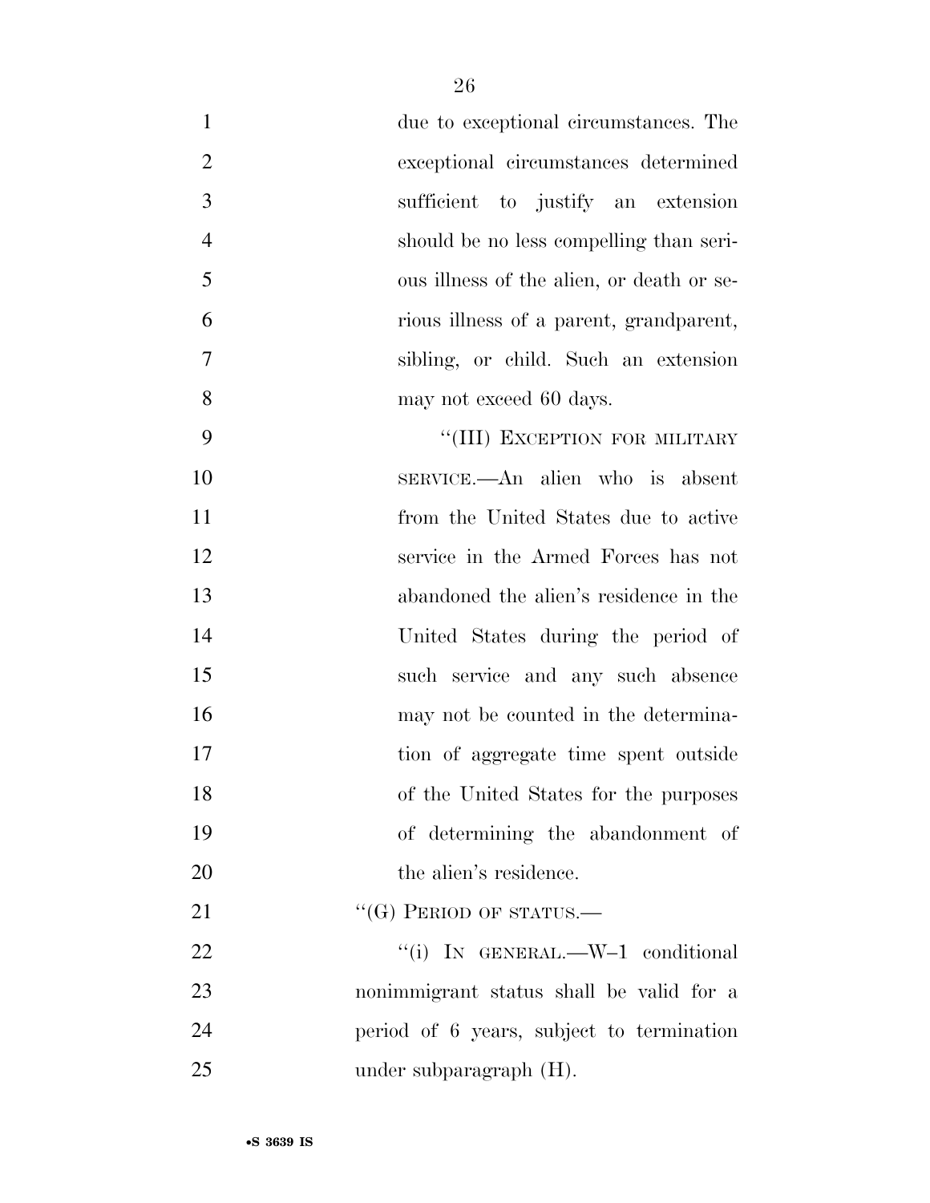due to exceptional circumstances. The exceptional circumstances determined sufficient to justify an extension should be no less compelling than serious illness of the alien, or death or serious illness of a parent, grandparent, sibling, or child. Such an extension may not exceed 60 days.

"(III) EXCEPTION FOR MILITARY SERVICE.—An alien who is absent from the United States due to active service in the Armed Forces has not abandoned the alien's residence in the United States during the period of such service and any such absence may not be counted in the determination of aggregate time spent outside of the United States for the purposes of determining the abandonment of the alien's residence.

"(G) PERIOD OF STATUS.—

"(i) IN GENERAL.—W–1 conditional nonimmigrant status shall be valid for a period of 6 years, subject to termination under subparagraph (H).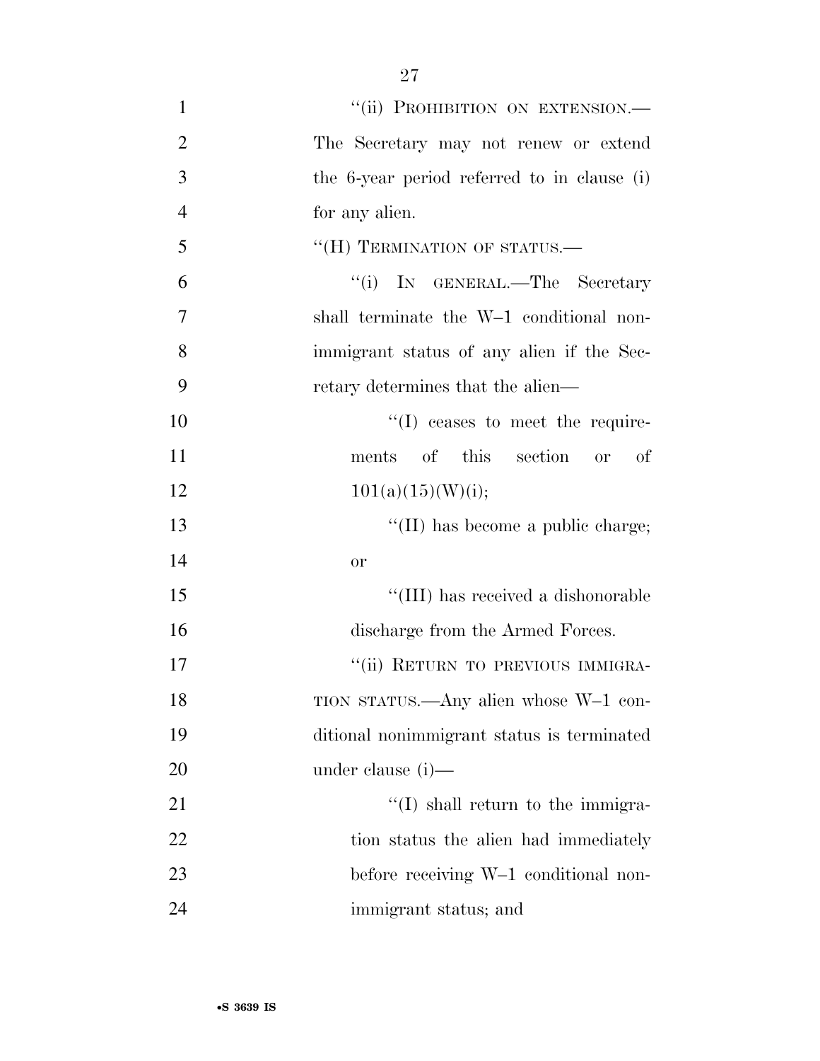"(ii) PROHIBITION ON EXTENSION.—The Secretary may not renew or extend the 6-year period referred to in clause (i) for any alien.

"(H) TERMINATION OF STATUS.—

"(i) IN GENERAL.—The Secretary shall terminate the W–1 conditional nonimmigrant status of any alien if the Secretary determines that the alien—

"(I) ceases to meet the requirements of this section or of 101(a)(15)(W)(i);

"(II) has become a public charge; or

"(III) has received a dishonorable discharge from the Armed Forces.

"(ii) RETURN TO PREVIOUS IMMIGRATION STATUS.—Any alien whose W–1 conditional nonimmigrant status is terminated under clause (i)—

"(I) shall return to the immigration status the alien had immediately before receiving W–1 conditional nonimmigrant status; and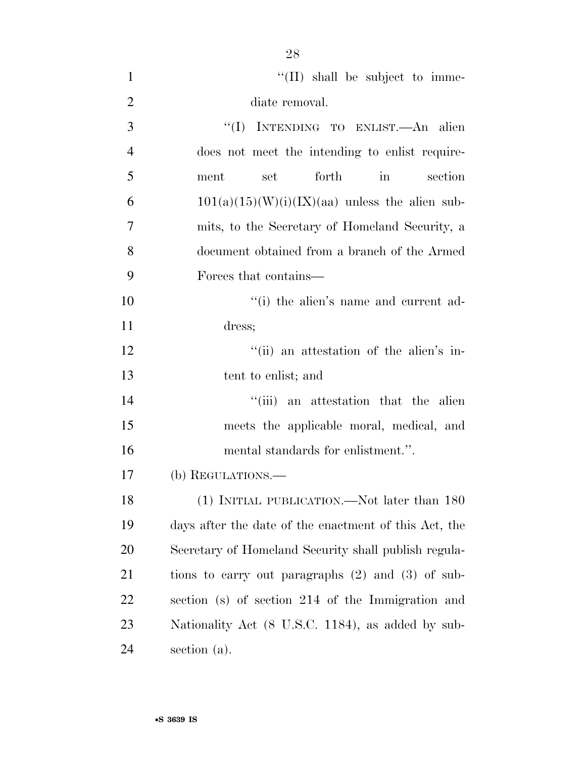"(II) shall be subject to immediate removal.

"(I) INTENDING TO ENLIST.—An alien does not meet the intending to enlist requirement set forth in section 101(a)(15)(W)(i)(IX)(aa) unless the alien submits, to the Secretary of Homeland Security, a document obtained from a branch of the Armed Forces that contains—

"(i) the alien's name and current address;

"(ii) an attestation of the alien's intent to enlist; and

"(iii) an attestation that the alien meets the applicable moral, medical, and mental standards for enlistment.".

(b) REGULATIONS.—

(1) INITIAL PUBLICATION.—Not later than 180 days after the date of the enactment of this Act, the Secretary of Homeland Security shall publish regulations to carry out paragraphs (2) and (3) of subsection (s) of section 214 of the Immigration and Nationality Act (8 U.S.C. 1184), as added by subsection (a).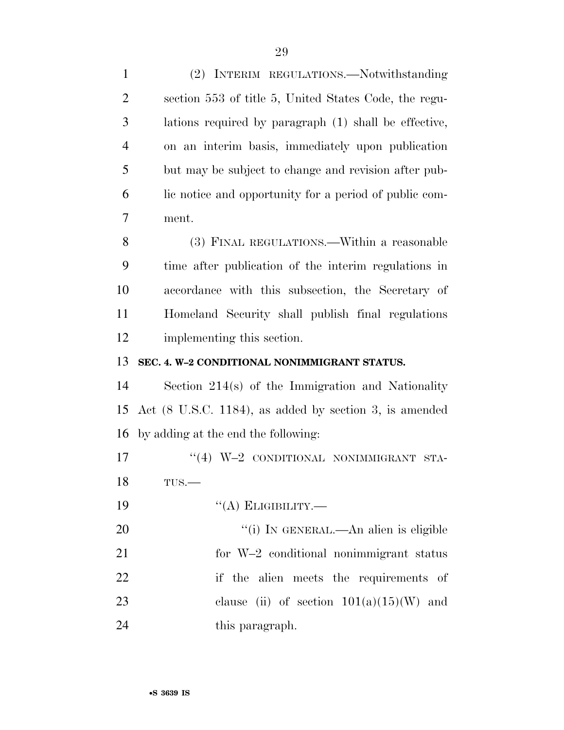(2) INTERIM REGULATIONS.—Notwithstanding section 553 of title 5, United States Code, the regulations required by paragraph (1) shall be effective, on an interim basis, immediately upon publication but may be subject to change and revision after public notice and opportunity for a period of public comment.

(3) FINAL REGULATIONS.—Within a reasonable time after publication of the interim regulations in accordance with this subsection, the Secretary of Homeland Security shall publish final regulations implementing this section.

**SEC. 4. W–2 CONDITIONAL NONIMMIGRANT STATUS.**

Section 214(s) of the Immigration and Nationality Act (8 U.S.C. 1184), as added by section 3, is amended by adding at the end the following:

''(4) W–2 CONDITIONAL NONIMMIGRANT STATUS.—

''(A) ELIGIBILITY.—

''(i) IN GENERAL.—An alien is eligible for W–2 conditional nonimmigrant status if the alien meets the requirements of clause (ii) of section 101(a)(15)(W) and this paragraph.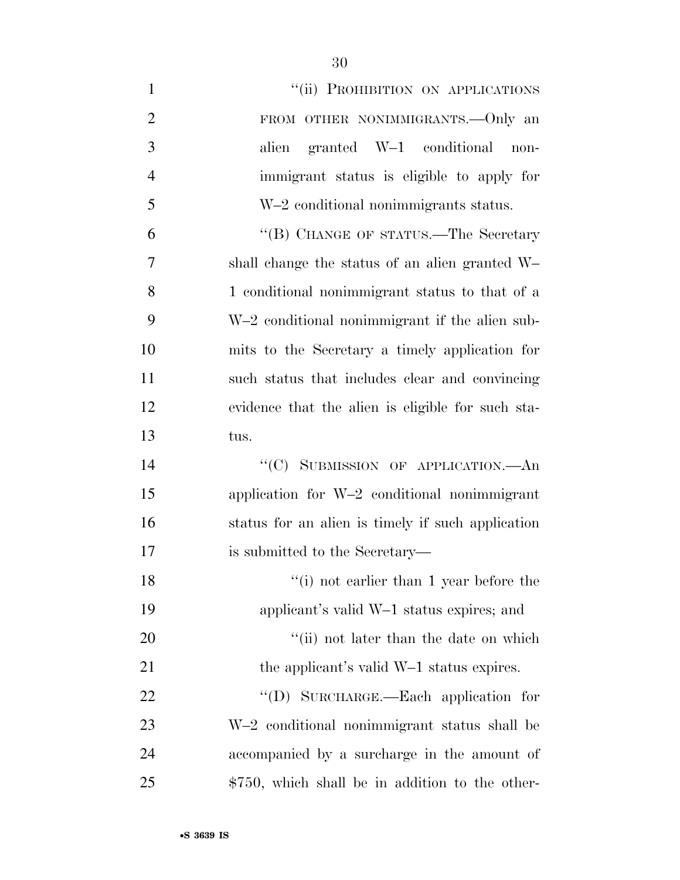"(ii) PROHIBITION ON APPLICATIONS FROM OTHER NONIMMIGRANTS.—Only an alien granted W–1 conditional nonimmigrant status is eligible to apply for W–2 conditional nonimmigrants status.

"(B) CHANGE OF STATUS.—The Secretary shall change the status of an alien granted W–1 conditional nonimmigrant status to that of a W–2 conditional nonimmigrant if the alien submits to the Secretary a timely application for such status that includes clear and convincing evidence that the alien is eligible for such status.

"(C) SUBMISSION OF APPLICATION.—An application for W–2 conditional nonimmigrant status for an alien is timely if such application is submitted to the Secretary—

"(i) not earlier than 1 year before the applicant's valid W–1 status expires; and

"(ii) not later than the date on which the applicant's valid W–1 status expires.

"(D) SURCHARGE.—Each application for W–2 conditional nonimmigrant status shall be accompanied by a surcharge in the amount of $750, which shall be in addition to the other-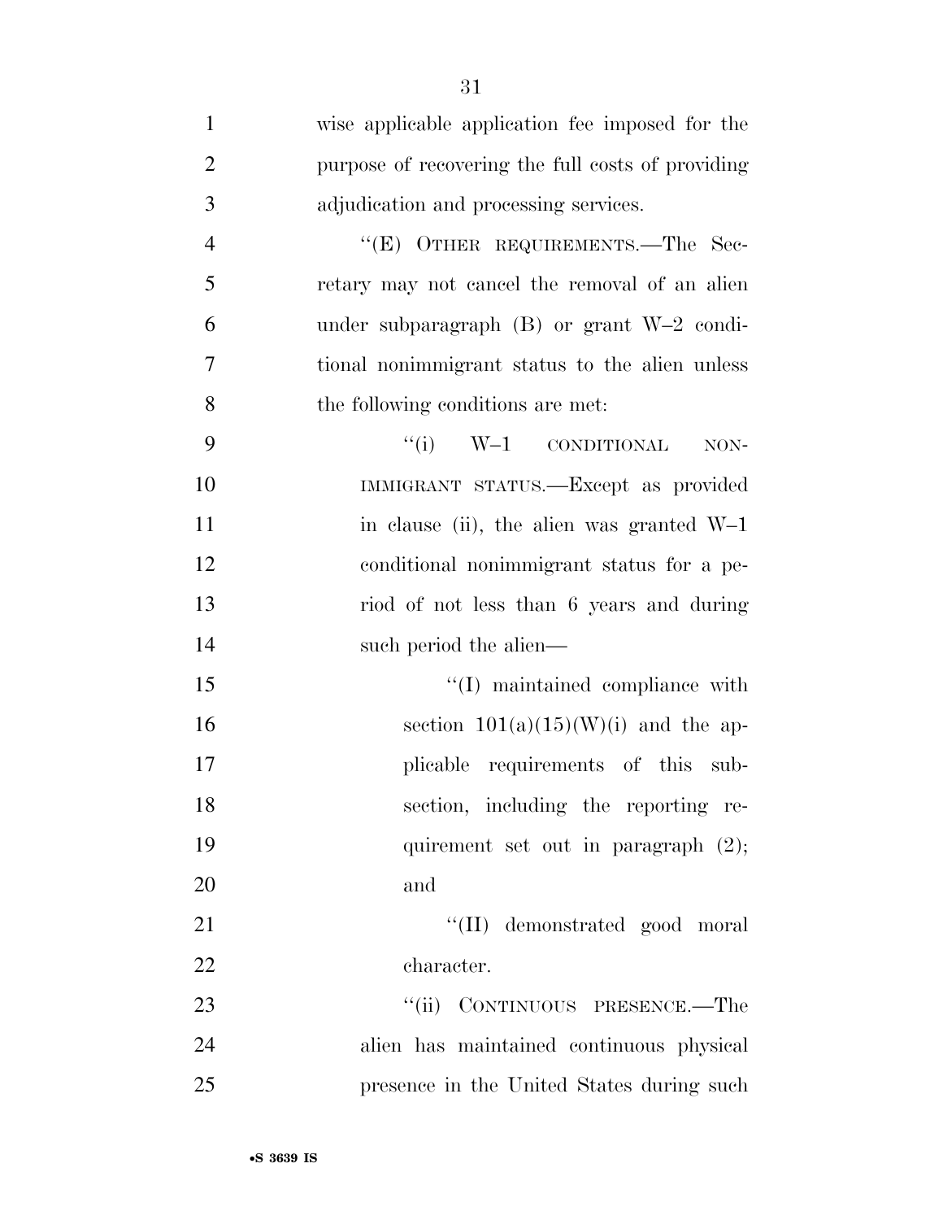wise applicable application fee imposed for the purpose of recovering the full costs of providing adjudication and processing services.

"(E) OTHER REQUIREMENTS.—The Secretary may not cancel the removal of an alien under subparagraph (B) or grant W–2 conditional nonimmigrant status to the alien unless the following conditions are met:

"(i) W–1 CONDITIONAL NONIMMIGRANT STATUS.—Except as provided in clause (ii), the alien was granted W–1 conditional nonimmigrant status for a period of not less than 6 years and during such period the alien—

"(I) maintained compliance with section 101(a)(15)(W)(i) and the applicable requirements of this subsection, including the reporting requirement set out in paragraph (2); and

"(II) demonstrated good moral character.

"(ii) CONTINUOUS PRESENCE.—The alien has maintained continuous physical presence in the United States during such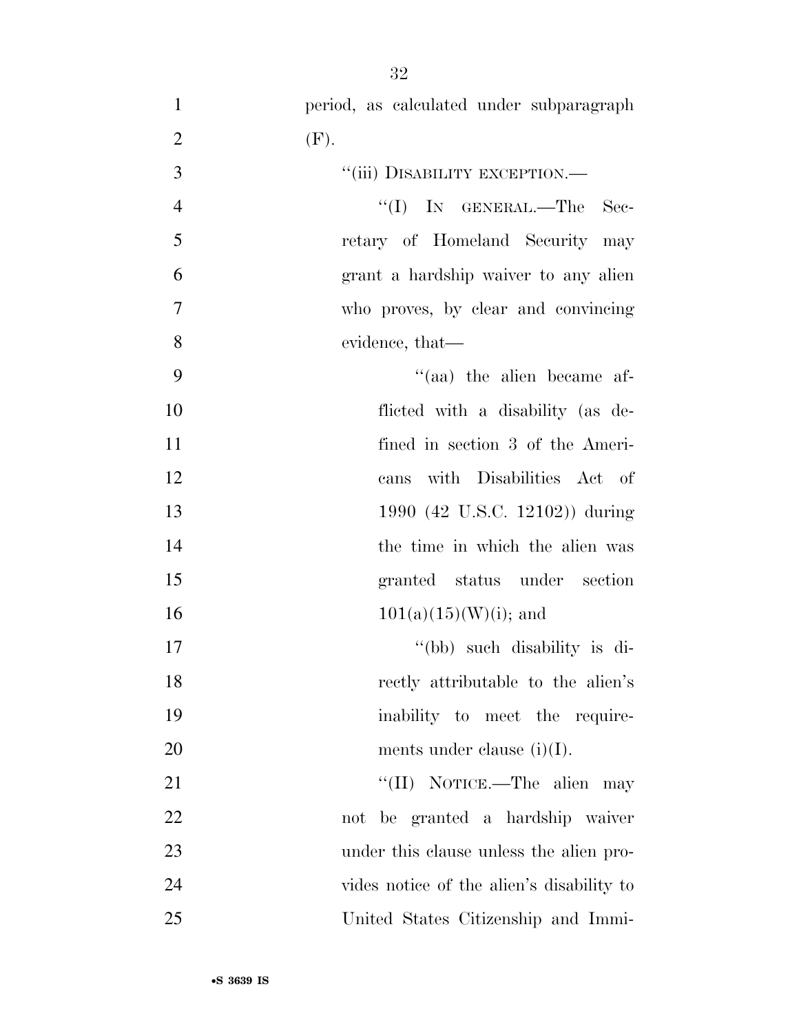period, as calculated under subparagraph (F).

"(iii) DISABILITY EXCEPTION.—

"(I) IN GENERAL.—The Secretary of Homeland Security may grant a hardship waiver to any alien who proves, by clear and convincing evidence, that—

"(aa) the alien became afflicted with a disability (as defined in section 3 of the Americans with Disabilities Act of 1990 (42 U.S.C. 12102)) during the time in which the alien was granted status under section 101(a)(15)(W)(i); and

"(bb) such disability is directly attributable to the alien's inability to meet the requirements under clause (i)(I).

"(II) NOTICE.—The alien may not be granted a hardship waiver under this clause unless the alien provides notice of the alien's disability to United States Citizenship and Immi-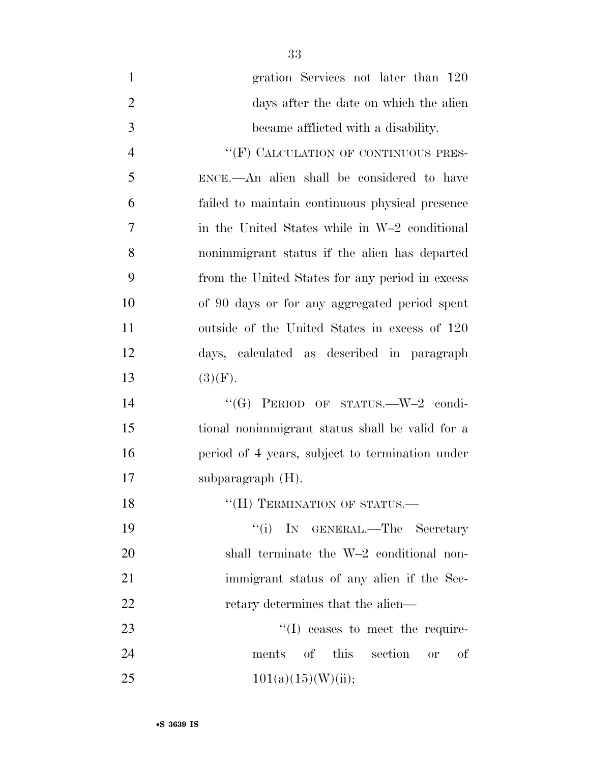gration Services not later than 120 days after the date on which the alien became afflicted with a disability.

"(F) CALCULATION OF CONTINUOUS PRESENCE.—An alien shall be considered to have failed to maintain continuous physical presence in the United States while in W–2 conditional nonimmigrant status if the alien has departed from the United States for any period in excess of 90 days or for any aggregated period spent outside of the United States in excess of 120 days, calculated as described in paragraph (3)(F).

"(G) PERIOD OF STATUS.—W–2 conditional nonimmigrant status shall be valid for a period of 4 years, subject to termination under subparagraph (H).

"(H) TERMINATION OF STATUS.—

"(i) IN GENERAL.—The Secretary shall terminate the W–2 conditional nonimmigrant status of any alien if the Secretary determines that the alien—

"(I) ceases to meet the requirements of this section or of 101(a)(15)(W)(ii);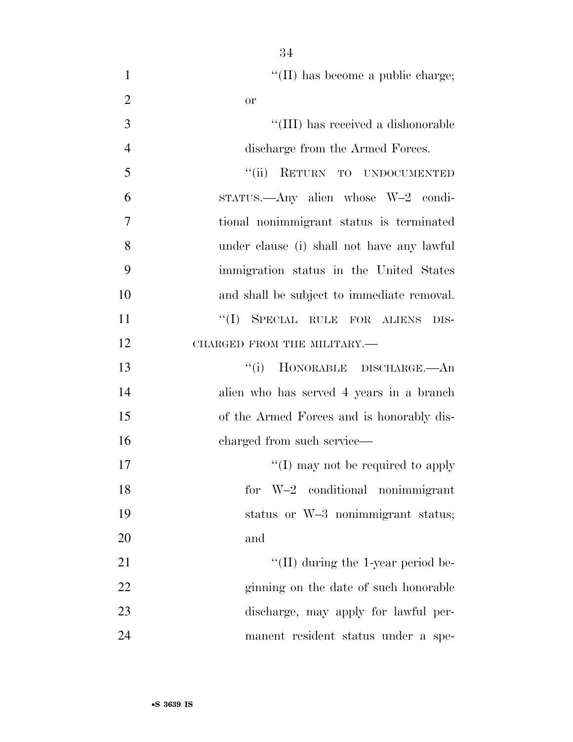"(II) has become a public charge; or

"(III) has received a dishonorable discharge from the Armed Forces.

"(ii) RETURN TO UNDOCUMENTED STATUS.—Any alien whose W–2 conditional nonimmigrant status is terminated under clause (i) shall not have any lawful immigration status in the United States and shall be subject to immediate removal.

"(I) SPECIAL RULE FOR ALIENS DISCHARGED FROM THE MILITARY.—

"(i) HONORABLE DISCHARGE.—An alien who has served 4 years in a branch of the Armed Forces and is honorably discharged from such service—

"(I) may not be required to apply for W–2 conditional nonimmigrant status or W–3 nonimmigrant status; and

"(II) during the 1-year period beginning on the date of such honorable discharge, may apply for lawful permanent resident status under a spe-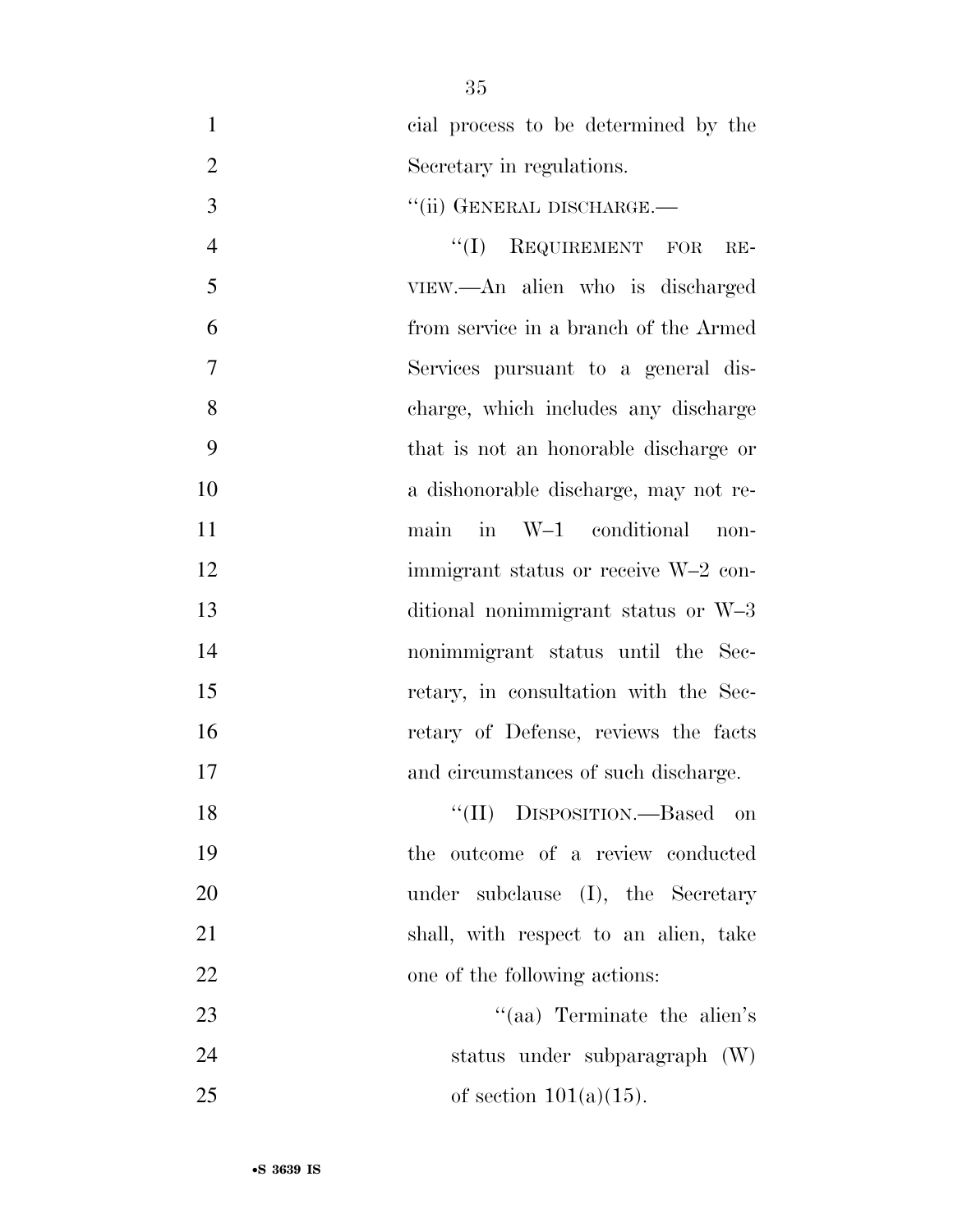cial process to be determined by the Secretary in regulations.

''(ii) GENERAL DISCHARGE.—

''(I) REQUIREMENT FOR REVIEW.—An alien who is discharged from service in a branch of the Armed Services pursuant to a general discharge, which includes any discharge that is not an honorable discharge or a dishonorable discharge, may not remain in W–1 conditional nonimmigrant status or receive W–2 conditional nonimmigrant status or W–3 nonimmigrant status until the Secretary, in consultation with the Secretary of Defense, reviews the facts and circumstances of such discharge.

''(II) DISPOSITION.—Based on the outcome of a review conducted under subclause (I), the Secretary shall, with respect to an alien, take one of the following actions:

''(aa) Terminate the alien's status under subparagraph (W) of section 101(a)(15).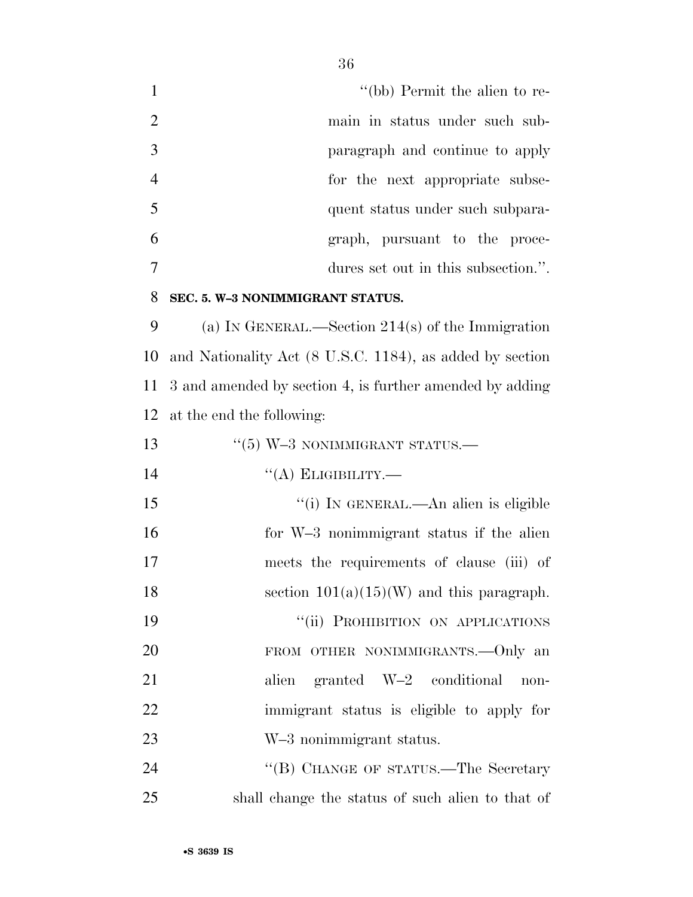"(bb) Permit the alien to remain in status under such subparagraph and continue to apply for the next appropriate subsequent status under such subparagraph, pursuant to the procedures set out in this subsection.".

**SEC. 5. W–3 NONIMMIGRANT STATUS.**

(a) IN GENERAL.—Section 214(s) of the Immigration and Nationality Act (8 U.S.C. 1184), as added by section 3 and amended by section 4, is further amended by adding at the end the following:

"(5) W–3 NONIMMIGRANT STATUS.—

"(A) ELIGIBILITY.—

"(i) IN GENERAL.—An alien is eligible for W–3 nonimmigrant status if the alien meets the requirements of clause (iii) of section 101(a)(15)(W) and this paragraph.

"(ii) PROHIBITION ON APPLICATIONS FROM OTHER NONIMMIGRANTS.—Only an alien granted W–2 conditional nonimmigrant status is eligible to apply for W–3 nonimmigrant status.

"(B) CHANGE OF STATUS.—The Secretary shall change the status of such alien to that of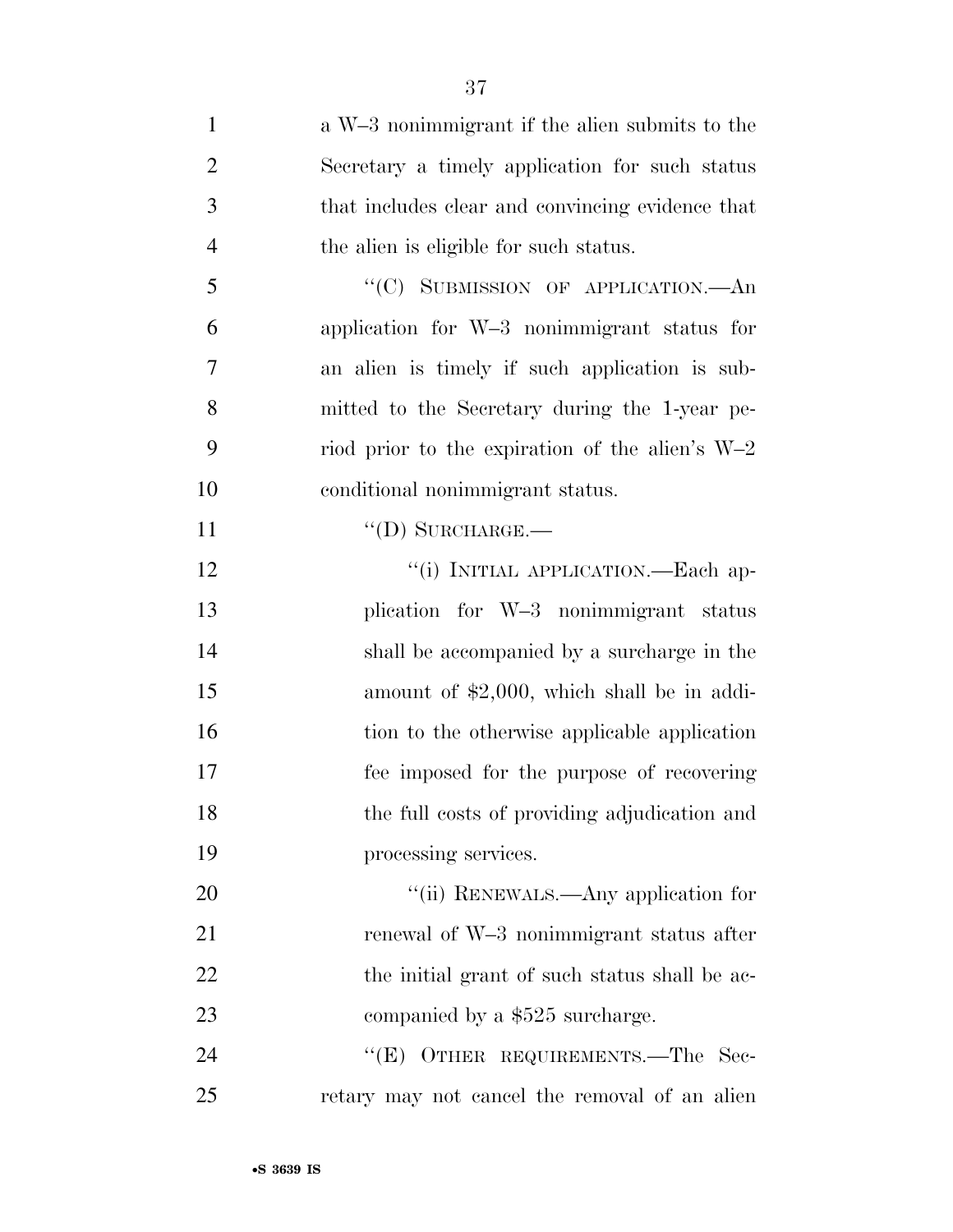a W–3 nonimmigrant if the alien submits to the Secretary a timely application for such status that includes clear and convincing evidence that the alien is eligible for such status.

''(C) SUBMISSION OF APPLICATION.—An application for W–3 nonimmigrant status for an alien is timely if such application is submitted to the Secretary during the 1-year period prior to the expiration of the alien's W–2 conditional nonimmigrant status.

''(D) SURCHARGE.—

''(i) INITIAL APPLICATION.—Each application for W–3 nonimmigrant status shall be accompanied by a surcharge in the amount of $2,000, which shall be in addition to the otherwise applicable application fee imposed for the purpose of recovering the full costs of providing adjudication and processing services.

''(ii) RENEWALS.—Any application for renewal of W–3 nonimmigrant status after the initial grant of such status shall be accompanied by a $525 surcharge.

''(E) OTHER REQUIREMENTS.—The Secretary may not cancel the removal of an alien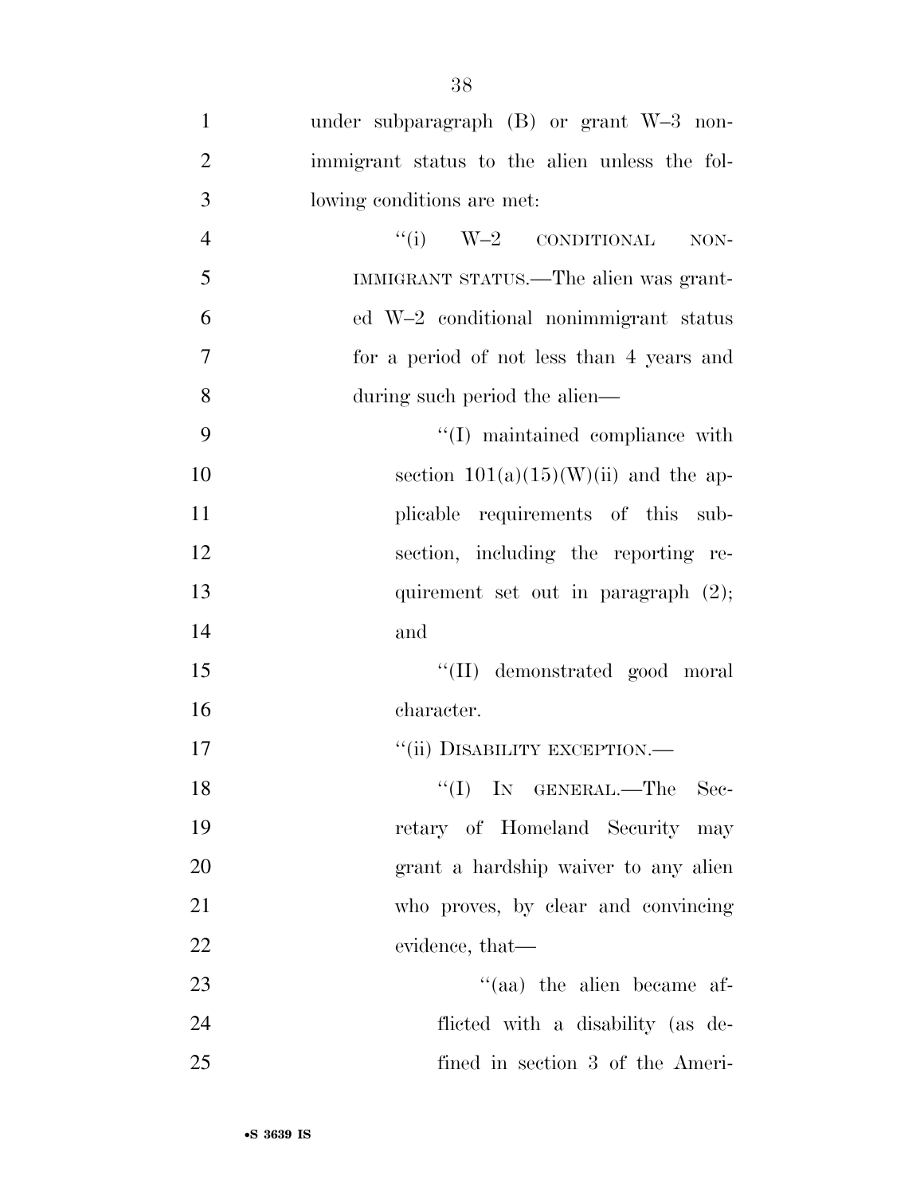under subparagraph (B) or grant W–3 nonimmigrant status to the alien unless the following conditions are met:

"(i) W–2 CONDITIONAL NONIMMIGRANT STATUS.—The alien was granted W–2 conditional nonimmigrant status for a period of not less than 4 years and during such period the alien—

"(I) maintained compliance with section 101(a)(15)(W)(ii) and the applicable requirements of this subsection, including the reporting requirement set out in paragraph (2); and

"(II) demonstrated good moral character.

"(ii) DISABILITY EXCEPTION.—

"(I) IN GENERAL.—The Secretary of Homeland Security may grant a hardship waiver to any alien who proves, by clear and convincing evidence, that—

"(aa) the alien became afflicted with a disability (as defined in section 3 of the Ameri-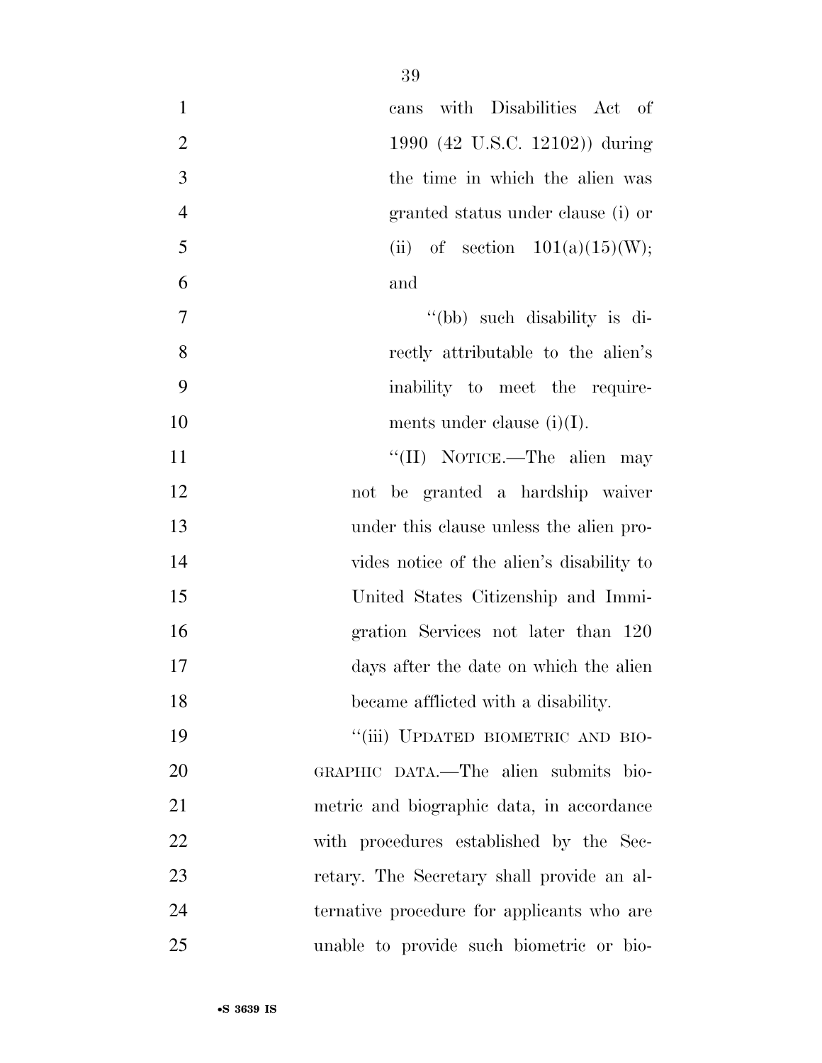cans with Disabilities Act of 1990 (42 U.S.C. 12102)) during the time in which the alien was granted status under clause (i) or (ii) of section 101(a)(15)(W); and

''(bb) such disability is directly attributable to the alien's inability to meet the requirements under clause (i)(I).

''(II) NOTICE.—The alien may not be granted a hardship waiver under this clause unless the alien provides notice of the alien's disability to United States Citizenship and Immigration Services not later than 120 days after the date on which the alien became afflicted with a disability.

''(iii) UPDATED BIOMETRIC AND BIOGRAPHIC DATA.—The alien submits biometric and biographic data, in accordance with procedures established by the Secretary. The Secretary shall provide an alternative procedure for applicants who are unable to provide such biometric or bio-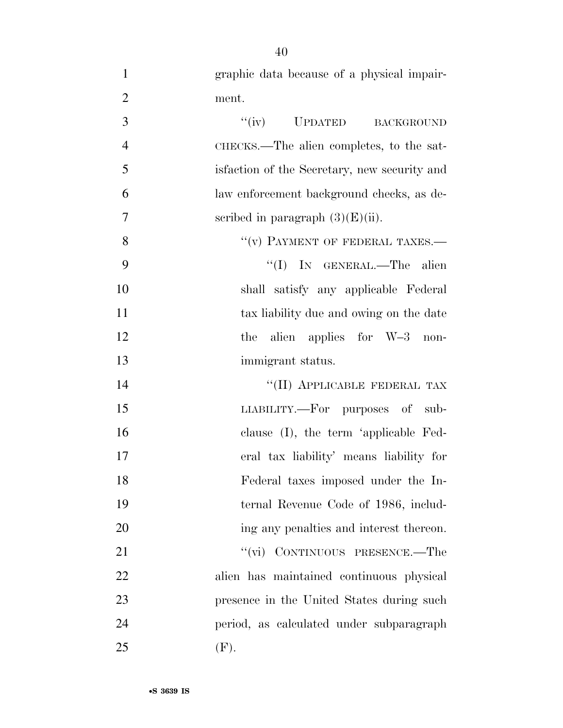graphic data because of a physical impairment.

"(iv) UPDATED BACKGROUND CHECKS.—The alien completes, to the satisfaction of the Secretary, new security and law enforcement background checks, as described in paragraph (3)(E)(ii).

"(v) PAYMENT OF FEDERAL TAXES.—

"(I) IN GENERAL.—The alien shall satisfy any applicable Federal tax liability due and owing on the date the alien applies for W–3 nonimmigrant status.

"(II) APPLICABLE FEDERAL TAX LIABILITY.—For purposes of subclause (I), the term 'applicable Federal tax liability' means liability for Federal taxes imposed under the Internal Revenue Code of 1986, including any penalties and interest thereon.

"(vi) CONTINUOUS PRESENCE.—The alien has maintained continuous physical presence in the United States during such period, as calculated under subparagraph (F).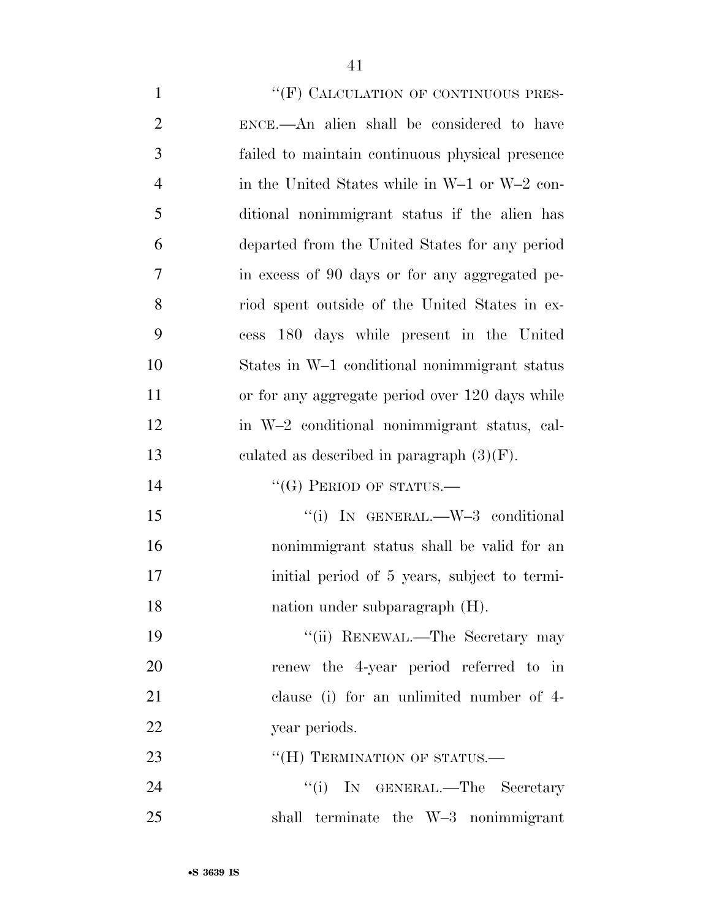''(F) CALCULATION OF CONTINUOUS PRESENCE.—An alien shall be considered to have failed to maintain continuous physical presence in the United States while in W–1 or W–2 conditional nonimmigrant status if the alien has departed from the United States for any period in excess of 90 days or for any aggregated period spent outside of the United States in excess 180 days while present in the United States in W–1 conditional nonimmigrant status or for any aggregate period over 120 days while in W–2 conditional nonimmigrant status, calculated as described in paragraph (3)(F).

''(G) PERIOD OF STATUS.—

''(i) IN GENERAL.—W–3 conditional nonimmigrant status shall be valid for an initial period of 5 years, subject to termination under subparagraph (H).

''(ii) RENEWAL.—The Secretary may renew the 4-year period referred to in clause (i) for an unlimited number of 4-year periods.

''(H) TERMINATION OF STATUS.—

''(i) IN GENERAL.—The Secretary shall terminate the W–3 nonimmigrant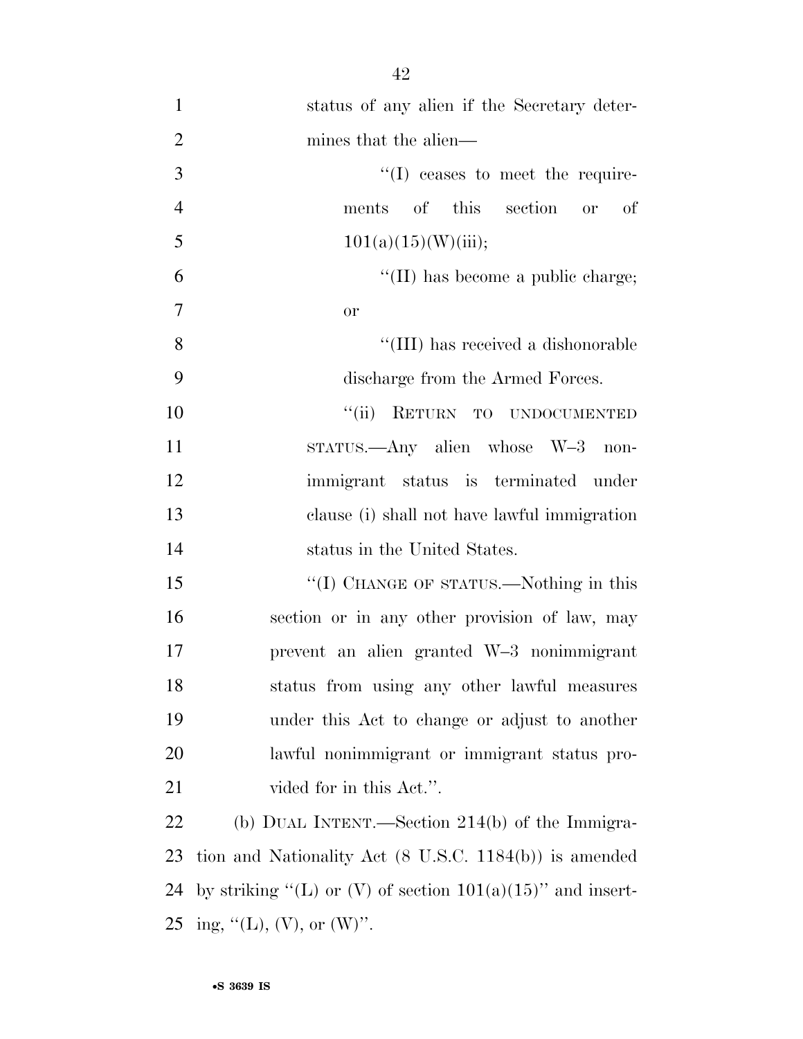status of any alien if the Secretary determines that the alien—

"(I) ceases to meet the requirements of this section or of 101(a)(15)(W)(iii);

"(II) has become a public charge; or

"(III) has received a dishonorable discharge from the Armed Forces.

"(ii) RETURN TO UNDOCUMENTED STATUS.—Any alien whose W–3 nonimmigrant status is terminated under clause (i) shall not have lawful immigration status in the United States.

"(I) CHANGE OF STATUS.—Nothing in this section or in any other provision of law, may prevent an alien granted W–3 nonimmigrant status from using any other lawful measures under this Act to change or adjust to another lawful nonimmigrant or immigrant status provided for in this Act.".

(b) DUAL INTENT.—Section 214(b) of the Immigration and Nationality Act (8 U.S.C. 1184(b)) is amended by striking "(L) or (V) of section 101(a)(15)" and inserting, "(L), (V), or (W)".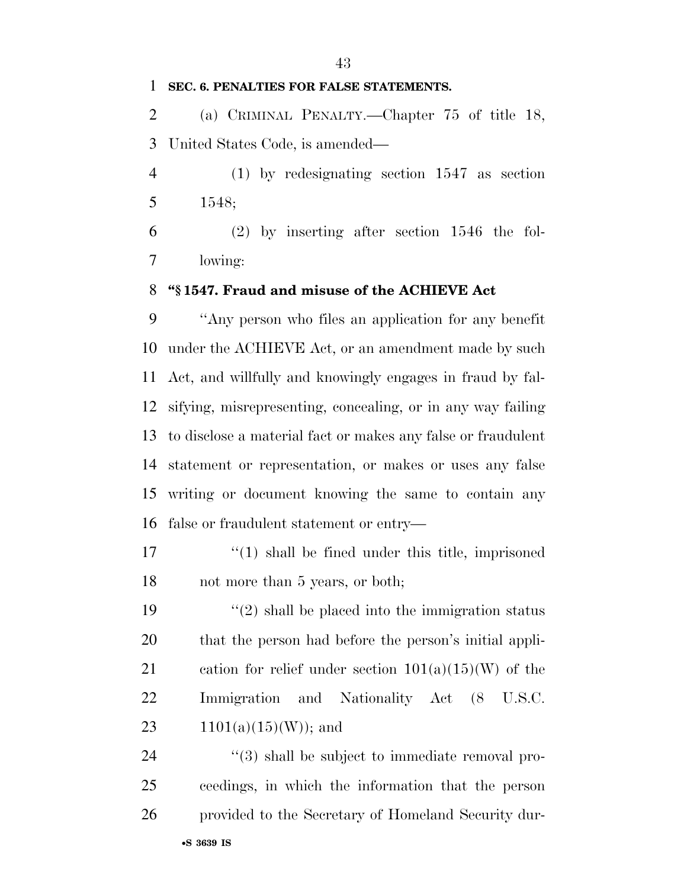**SEC. 6. PENALTIES FOR FALSE STATEMENTS.**

(a) CRIMINAL PENALTY.—Chapter 75 of title 18, United States Code, is amended—

(1) by redesignating section 1547 as section 1548;

(2) by inserting after section 1546 the following:

**"§ 1547. Fraud and misuse of the ACHIEVE Act**

"Any person who files an application for any benefit under the ACHIEVE Act, or an amendment made by such Act, and willfully and knowingly engages in fraud by falsifying, misrepresenting, concealing, or in any way failing to disclose a material fact or makes any false or fraudulent statement or representation, or makes or uses any false writing or document knowing the same to contain any false or fraudulent statement or entry—

"(1) shall be fined under this title, imprisoned not more than 5 years, or both;

"(2) shall be placed into the immigration status that the person had before the person's initial application for relief under section 101(a)(15)(W) of the Immigration and Nationality Act (8 U.S.C. 1101(a)(15)(W)); and

"(3) shall be subject to immediate removal proceedings, in which the information that the person provided to the Secretary of Homeland Security dur-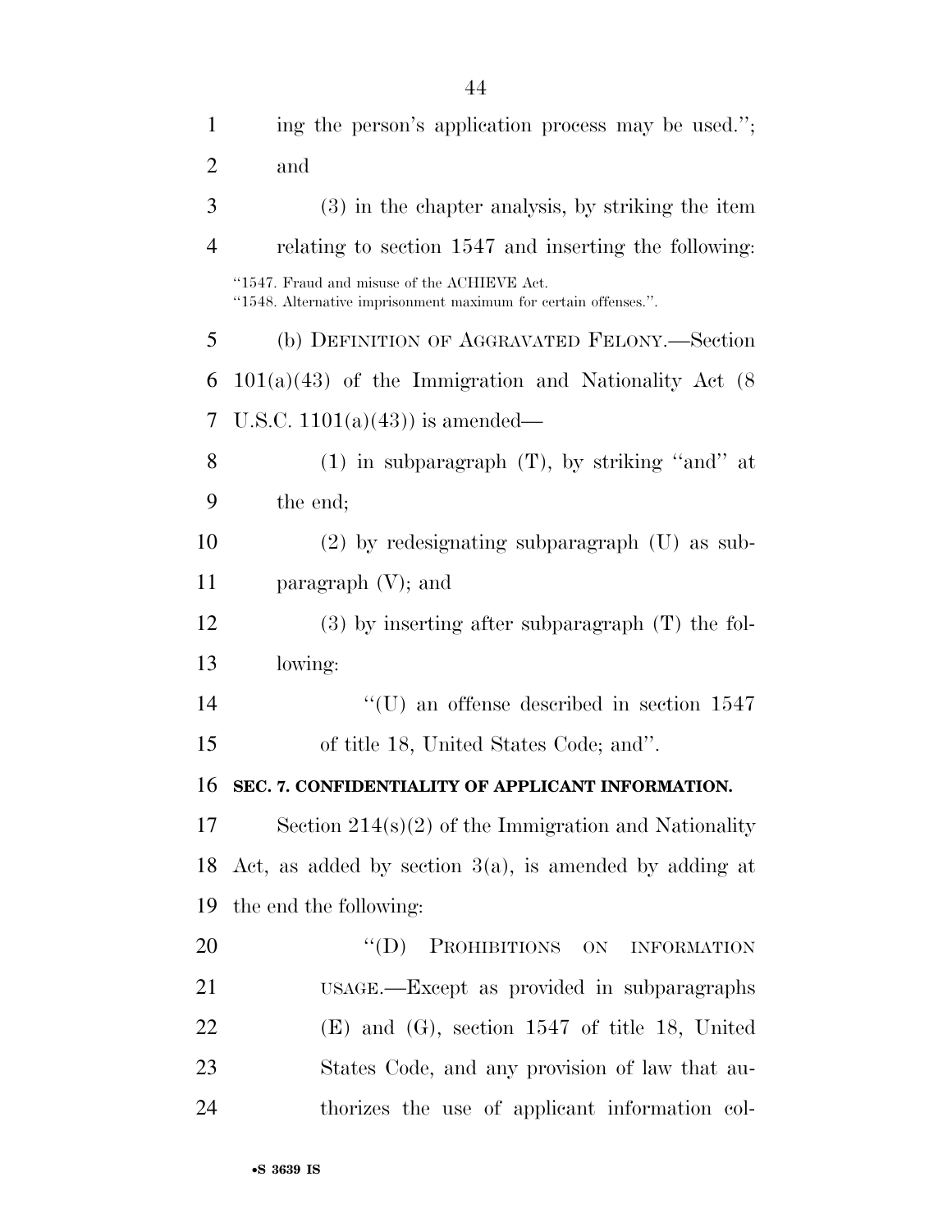ing the person's application process may be used.''; and

(3) in the chapter analysis, by striking the item relating to section 1547 and inserting the following:

''1547. Fraud and misuse of the ACHIEVE Act.
''1548. Alternative imprisonment maximum for certain offenses.''.

(b) DEFINITION OF AGGRAVATED FELONY.—Section 101(a)(43) of the Immigration and Nationality Act (8 U.S.C. 1101(a)(43)) is amended—

(1) in subparagraph (T), by striking ''and'' at the end;

(2) by redesignating subparagraph (U) as subparagraph (V); and

(3) by inserting after subparagraph (T) the following:

''(U) an offense described in section 1547 of title 18, United States Code; and''.

**SEC. 7. CONFIDENTIALITY OF APPLICANT INFORMATION.**

Section 214(s)(2) of the Immigration and Nationality Act, as added by section 3(a), is amended by adding at the end the following:

''(D) PROHIBITIONS ON INFORMATION USAGE.—Except as provided in subparagraphs (E) and (G), section 1547 of title 18, United States Code, and any provision of law that authorizes the use of applicant information col-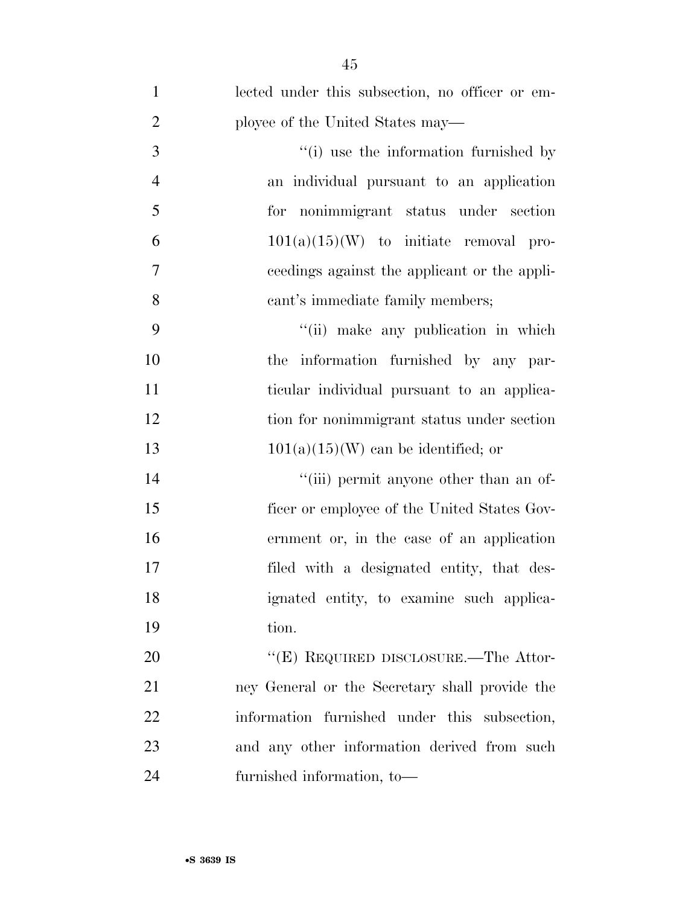lected under this subsection, no officer or employee of the United States may—

"(i) use the information furnished by an individual pursuant to an application for nonimmigrant status under section 101(a)(15)(W) to initiate removal proceedings against the applicant or the applicant's immediate family members;

"(ii) make any publication in which the information furnished by any particular individual pursuant to an application for nonimmigrant status under section 101(a)(15)(W) can be identified; or

"(iii) permit anyone other than an officer or employee of the United States Government or, in the case of an application filed with a designated entity, that designated entity, to examine such application.

"(E) REQUIRED DISCLOSURE.—The Attorney General or the Secretary shall provide the information furnished under this subsection, and any other information derived from such furnished information, to—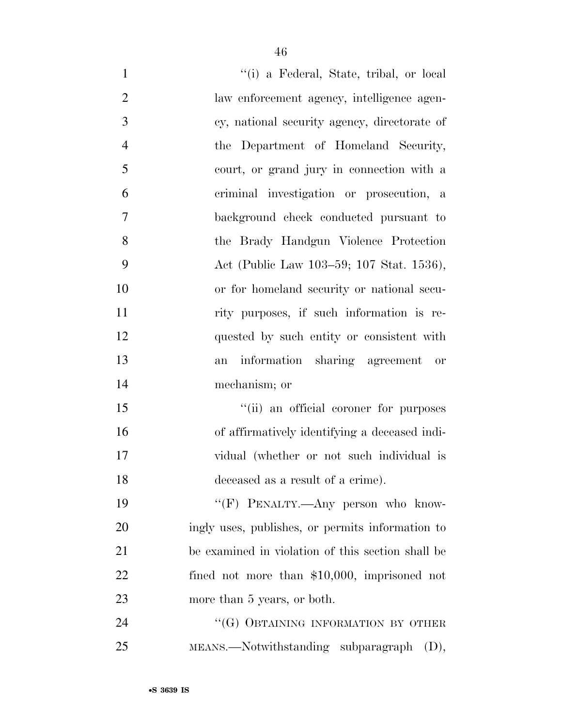"(i) a Federal, State, tribal, or local law enforcement agency, intelligence agency, national security agency, directorate of the Department of Homeland Security, court, or grand jury in connection with a criminal investigation or prosecution, a background check conducted pursuant to the Brady Handgun Violence Protection Act (Public Law 103–59; 107 Stat. 1536), or for homeland security or national security purposes, if such information is requested by such entity or consistent with an information sharing agreement or mechanism; or

"(ii) an official coroner for purposes of affirmatively identifying a deceased individual (whether or not such individual is deceased as a result of a crime).

"(F) PENALTY.—Any person who knowingly uses, publishes, or permits information to be examined in violation of this section shall be fined not more than $10,000, imprisoned not more than 5 years, or both.

"(G) OBTAINING INFORMATION BY OTHER MEANS.—Notwithstanding subparagraph (D),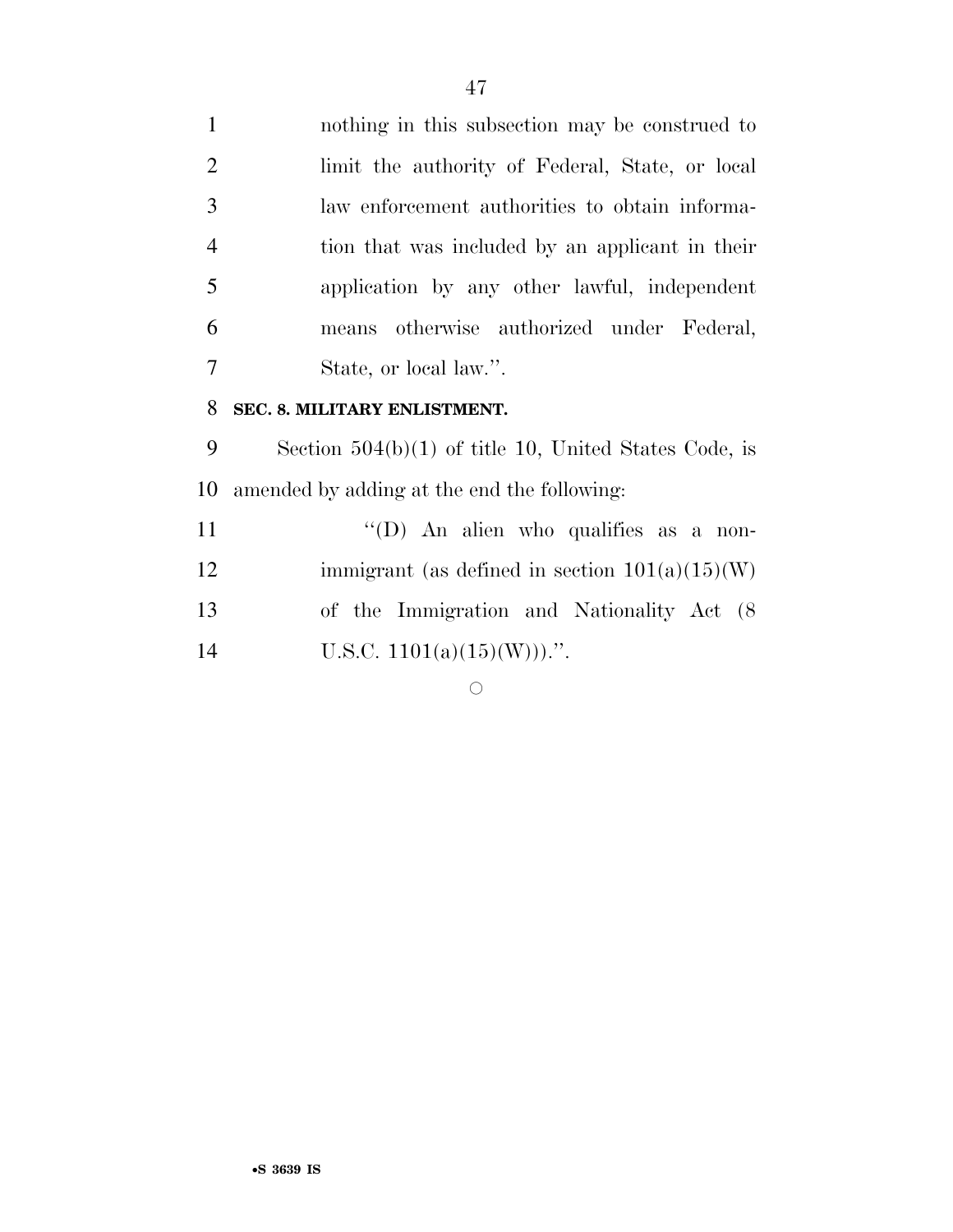nothing in this subsection may be construed to limit the authority of Federal, State, or local law enforcement authorities to obtain information that was included by an applicant in their application by any other lawful, independent means otherwise authorized under Federal, State, or local law.''.

**SEC. 8. MILITARY ENLISTMENT.**

Section 504(b)(1) of title 10, United States Code, is amended by adding at the end the following:

> ''(D) An alien who qualifies as a nonimmigrant (as defined in section 101(a)(15)(W) of the Immigration and Nationality Act (8 U.S.C. 1101(a)(15)(W))).''.

○